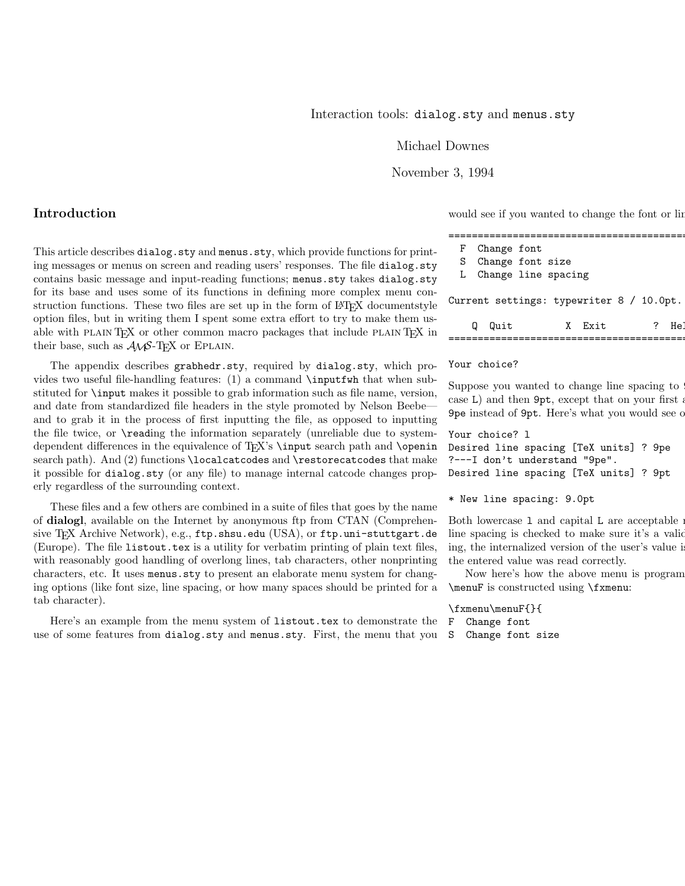Interaction tools: `dialog.sty` and `menus.sty`

Michael Downes

November 3, 1994

## Introduction

This article describes `dialog.sty` and `menus.sty`, which provide functions for printing messages or menus on screen and reading users' responses. The file `dialog.sty` contains basic message and input-reading functions; `menus.sty` takes `dialog.sty` for its base and uses some of its functions in defining more complex menu construction functions. These two files are set up in the form of LaTeX documentstyle option files, but in writing them I spent some extra effort to try to make them usable with PLAIN TeX or other common macro packages that include PLAIN TeX in their base, such as AMS-TeX or EPLAIN.

The appendix describes `grabhedr.sty`, required by `dialog.sty`, which provides two useful file-handling features: (1) a command `\inputfwh` that when substituted for `\input` makes it possible to grab information such as file name, version, and date from standardized file headers in the style promoted by Nelson Beebe—and to grab it in the process of first inputting the file, as opposed to inputting the file twice, or `\read`ing the information separately (unreliable due to system-dependent differences in the equivalence of TeX's `\input` search path and `\openin` search path). And (2) functions `\localcatcodes` and `\restorecatcodes` that make it possible for `dialog.sty` (or any file) to manage internal catcode changes properly regardless of the surrounding context.

These files and a few others are combined in a suite of files that goes by the name of **dialogl**, available on the Internet by anonymous ftp from CTAN (Comprehensive TeX Archive Network), e.g., `ftp.shsu.edu` (USA), or `ftp.uni-stuttgart.de` (Europe). The file `listout.tex` is a utility for verbatim printing of plain text files, with reasonably good handling of overlong lines, tab characters, other nonprinting characters, etc. It uses `menus.sty` to present an elaborate menu system for changing options (like font size, line spacing, or how many spaces should be printed for a tab character).

Here's an example from the menu system of `listout.tex` to demonstrate the use of some features from `dialog.sty` and `menus.sty`. First, the menu that you would see if you wanted to change the font or lin

```
==========================================
  F  Change font
  S  Change font size
  L  Change line spacing

Current settings: typewriter 8 / 10.0pt.

    Q  Quit          X  Exit         ?  Hel
==========================================

Your choice?
```

Suppose you wanted to change line spacing to 9 case L) and then 9pt, except that on your first a 9pe instead of 9pt. Here's what you would see o

```
Your choice? l
Desired line spacing [TeX units] ? 9pe
?---I don't understand "9pe".
Desired line spacing [TeX units] ? 9pt

* New line spacing: 9.0pt
```

Both lowercase l and capital L are acceptable r line spacing is checked to make sure it's a valid ing, the internalized version of the user's value is the entered value was read correctly.

Now here's how the above menu is program `\menuF` is constructed using `\fxmenu`:

```
\fxmenu\menuF{}{
F  Change font
S  Change font size
```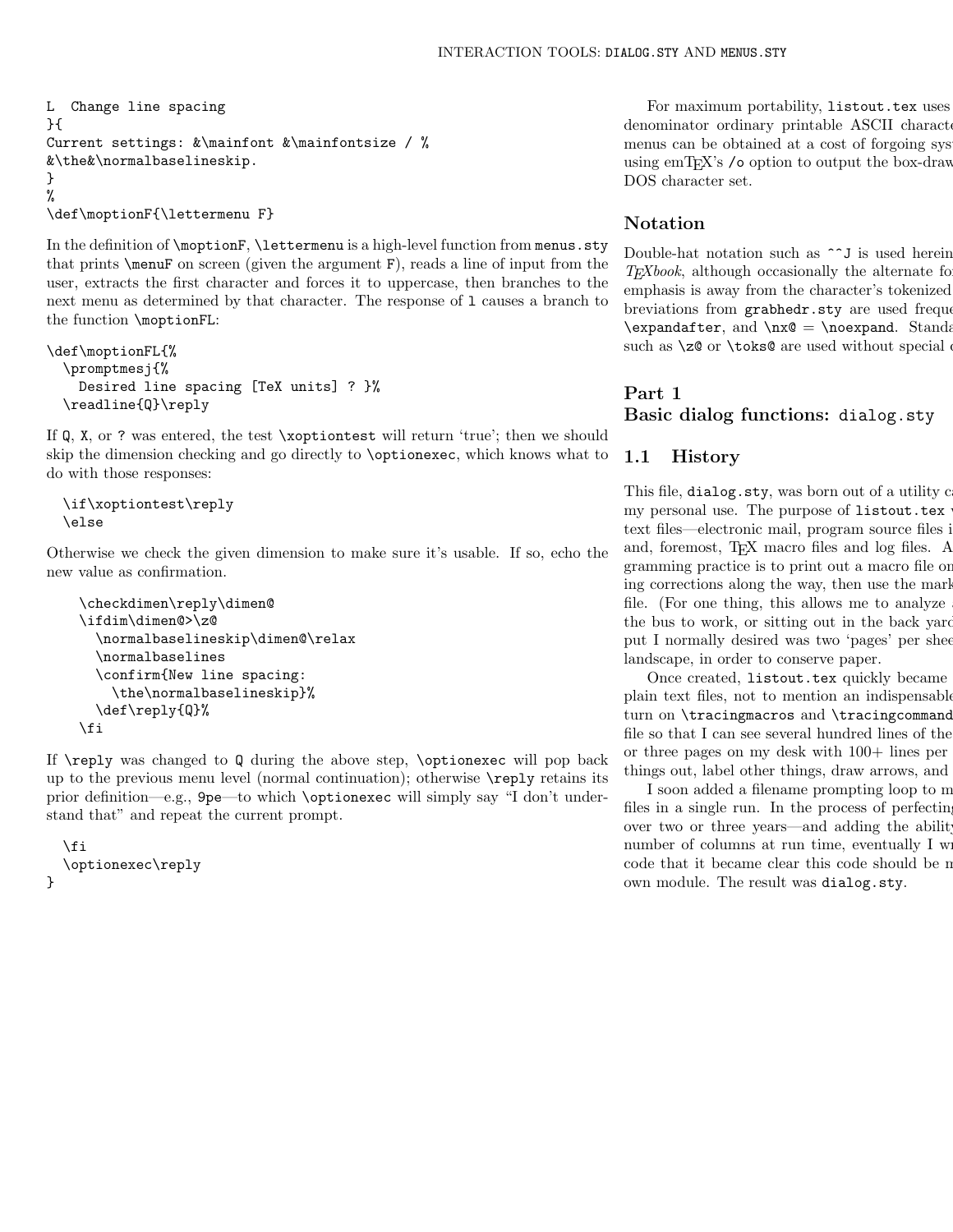```
L  Change line spacing
}{
Current settings: &\mainfont &\mainfontsize / %
&\the&\normalbaselineskip.
}
%
\def\moptionF{\lettermenu F}
```

In the definition of `\moptionF`, `\lettermenu` is a high-level function from `menus.sty` that prints `\menuF` on screen (given the argument `F`), reads a line of input from the user, extracts the first character and forces it to uppercase, then branches to the next menu as determined by that character. The response of `l` causes a branch to the function `\moptionFL`:

```
\def\moptionFL{%
  \promptmesj{%
    Desired line spacing [TeX units] ? }%
  \readline{Q}\reply
```

If `Q`, `X`, or `?` was entered, the test `\xoptiontest` will return 'true'; then we should skip the dimension checking and go directly to `\optionexec`, which knows what to do with those responses:

```
  \if\xoptiontest\reply
  \else
```

Otherwise we check the given dimension to make sure it's usable. If so, echo the new value as confirmation.

```
    \checkdimen\reply\dimen@
    \ifdim\dimen@>\z@
      \normalbaselineskip\dimen@\relax
      \normalbaselines
      \confirm{New line spacing:
        \the\normalbaselineskip}%
      \def\reply{Q}%
    \fi
```

If `\reply` was changed to `Q` during the above step, `\optionexec` will pop back up to the previous menu level (normal continuation); otherwise `\reply` retains its prior definition—e.g., `9pe`—to which `\optionexec` will simply say "I don't understand that" and repeat the current prompt.

```
  \fi
  \optionexec\reply
}
```

For maximum portability, `listout.tex` uses denominator ordinary printable ASCII characte menus can be obtained at a cost of forgoing sys using emTeX's `/o` option to output the box-draw DOS character set.

## Notation

Double-hat notation such as `^^J` is used herein *TeXbook*, although occasionally the alternate fo emphasis is away from the character's tokenized breviations from `grabhedr.sty` are used freque `\expandafter`, and `\nx@` = `\noexpand`. Standa such as `\z@` or `\toks@` are used without special c

# Part 1
# Basic dialog functions: `dialog.sty`

## 1.1 History

This file, `dialog.sty`, was born out of a utility ca my personal use. The purpose of `listout.tex` v text files—electronic mail, program source files i and, foremost, TeX macro files and log files. A gramming practice is to print out a macro file on ing corrections along the way, then use the mark file. (For one thing, this allows me to analyze the bus to work, or sitting out in the back yard put I normally desired was two 'pages' per shee landscape, in order to conserve paper.

Once created, `listout.tex` quickly became plain text files, not to mention an indispensable turn on `\tracingmacros` and `\tracingcommand` file so that I can see several hundred lines of the or three pages on my desk with 100+ lines per things out, label other things, draw arrows, and

I soon added a filename prompting loop to m files in a single run. In the process of perfecting over two or three years—and adding the ability number of columns at run time, eventually I wr code that it became clear this code should be m own module. The result was `dialog.sty`.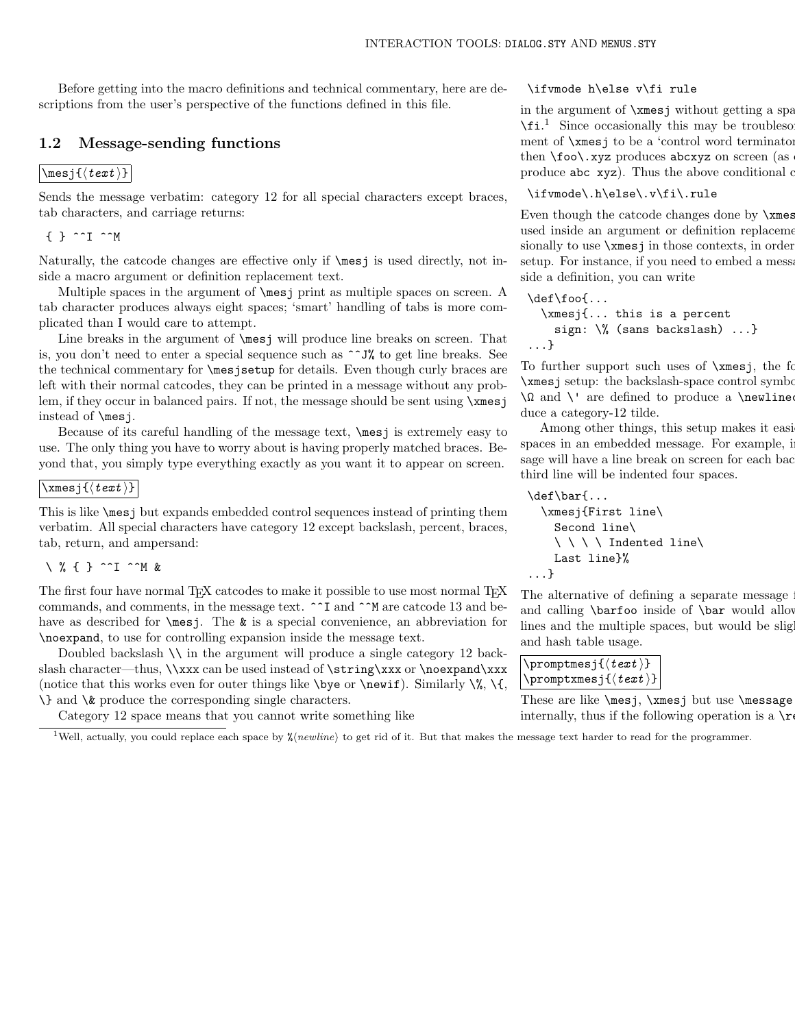Before getting into the macro definitions and technical commentary, here are descriptions from the user's perspective of the functions defined in this file.

## 1.2 Message-sending functions

```
\mesj{⟨text⟩}
```

Sends the message verbatim: category 12 for all special characters except braces, tab characters, and carriage returns:

```
{ } ^^I ^^M
```

Naturally, the catcode changes are effective only if `\mesj` is used directly, not inside a macro argument or definition replacement text.

Multiple spaces in the argument of `\mesj` print as multiple spaces on screen. A tab character produces always eight spaces; 'smart' handling of tabs is more complicated than I would care to attempt.

Line breaks in the argument of `\mesj` will produce line breaks on screen. That is, you don't need to enter a special sequence such as `^^J%` to get line breaks. See the technical commentary for `\mesjsetup` for details. Even though curly braces are left with their normal catcodes, they can be printed in a message without any problem, if they occur in balanced pairs. If not, the message should be sent using `\xmesj` instead of `\mesj`.

Because of its careful handling of the message text, `\mesj` is extremely easy to use. The only thing you have to worry about is having properly matched braces. Beyond that, you simply type everything exactly as you want it to appear on screen.

```
\xmesj{⟨text⟩}
```

This is like `\mesj` but expands embedded control sequences instead of printing them verbatim. All special characters have category 12 except backslash, percent, braces, tab, return, and ampersand:

```
\ % { } ^^I ^^M &
```

The first four have normal TeX catcodes to make it possible to use most normal TeX commands, and comments, in the message text. `^^I` and `^^M` are catcode 13 and behave as described for `\mesj`. The `&` is a special convenience, an abbreviation for `\noexpand`, to use for controlling expansion inside the message text.

Doubled backslash `\\` in the argument will produce a single category 12 backslash character—thus, `\\xxx` can be used instead of `\string\xxx` or `\noexpand\xxx` (notice that this works even for outer things like `\bye` or `\newif`). Similarly `\%`, `\{`, `\}` and `\&` produce the corresponding single characters.

Category 12 space means that you cannot write something like

```
\ifvmode h\else v\fi rule
```

in the argument of `\xmesj` without getting a spa `\fi`.[1] Since occasionally this may be troubleso ment of `\xmesj` to be a 'control word terminato then `\foo\.xyz` produces `abcxyz` on screen (as produce `abc xyz`). Thus the above conditional c

```
\ifvmode\.h\else\.v\fi\.rule
```

Even though the catcode changes done by `\xmes` used inside an argument or definition replaceme sionally to use `\xmesj` in those contexts, in order setup. For instance, if you need to embed a messa side a definition, you can write

```
\def\foo{...
  \xmesj{... this is a percent
    sign: \% (sans backslash) ...}
...}
```

To further support such uses of `\xmesj`, the fo `\xmesj` setup: the backslash-space control symbo `\Ω` and `\'` are defined to produce a `\newlinec` duce a category-12 tilde.

Among other things, this setup makes it easi spaces in an embedded message. For example, i sage will have a line break on screen for each bac third line will be indented four spaces.

```
\def\bar{...
  \xmesj{First line\
    Second line\
    \ \ \ \ Indented line\
    Last line}%
...}
```

The alternative of defining a separate message f and calling `\barfoo` inside of `\bar` would allow lines and the multiple spaces, but would be sligh and hash table usage.

```
\promptmesj{⟨text⟩}
\promptxmesj{⟨text⟩}
```

These are like `\mesj`, `\xmesj` but use `\message` internally, thus if the following operation is a `\re`

[1] Well, actually, you could replace each space by `%`⟨*newline*⟩ to get rid of it. But that makes the message text harder to read for the programmer.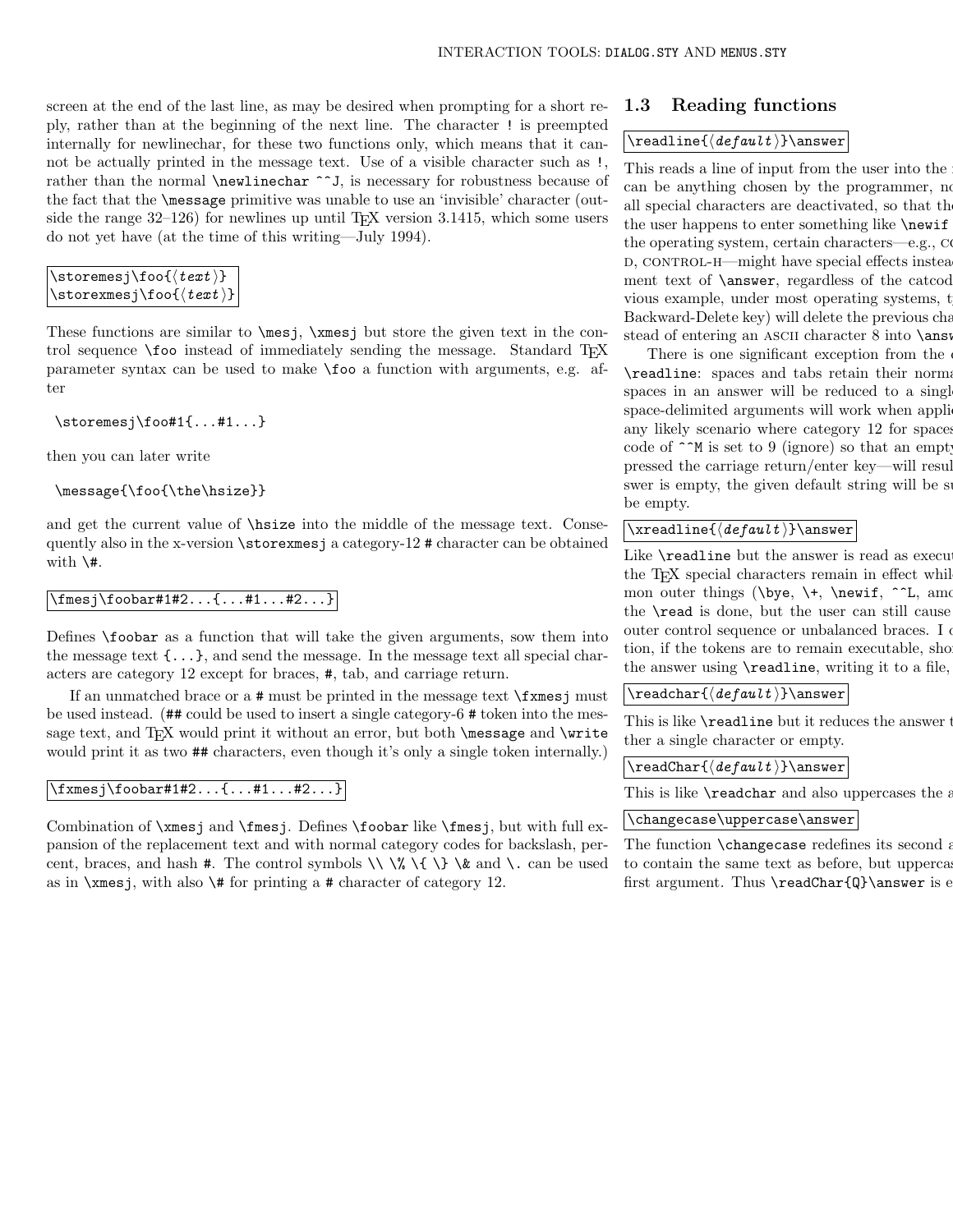screen at the end of the last line, as may be desired when prompting for a short reply, rather than at the beginning of the next line. The character `!` is preempted internally for newlinechar, for these two functions only, which means that it cannot be actually printed in the message text. Use of a visible character such as `!`, rather than the normal `\newlinechar` `^^J`, is necessary for robustness because of the fact that the `\message` primitive was unable to use an 'invisible' character (outside the range 32–126) for newlines up until TeX version 3.1415, which some users do not yet have (at the time of this writing—July 1994).

```
\storemesj\foo{⟨text⟩}
\storexmesj\foo{⟨text⟩}
```

These functions are similar to `\mesj`, `\xmesj` but store the given text in the control sequence `\foo` instead of immediately sending the message. Standard TeX parameter syntax can be used to make `\foo` a function with arguments, e.g. after

```
\storemesj\foo#1{...#1...}
```

then you can later write

```
\message{\foo{\the\hsize}}
```

and get the current value of `\hsize` into the middle of the message text. Consequently also in the x-version `\storexmesj` a category-12 `#` character can be obtained with `\#`.

```
\fmesj\foobar#1#2...{...#1...#2...}
```

Defines `\foobar` as a function that will take the given arguments, sow them into the message text `{...}`, and send the message. In the message text all special characters are category 12 except for braces, `#`, tab, and carriage return.

If an unmatched brace or a `#` must be printed in the message text `\fxmesj` must be used instead. (`##` could be used to insert a single category-6 `#` token into the message text, and TeX would print it without an error, but both `\message` and `\write` would print it as two `##` characters, even though it's only a single token internally.)

```
\fxmesj\foobar#1#2...{...#1...#2...}
```

Combination of `\xmesj` and `\fmesj`. Defines `\foobar` like `\fmesj`, but with full expansion of the replacement text and with normal category codes for backslash, percent, braces, and hash `#`. The control symbols `\\` `\%` `\{` `\}` `\&` and `\.` can be used as in `\xmesj`, with also `\#` for printing a `#` character of category 12.

## 1.3 Reading functions

```
\readline{⟨default⟩}\answer
```

This reads a line of input from the user into the
can be anything chosen by the programmer, no
all special characters are deactivated, so that th
the user happens to enter something like `\newif`
the operating system, certain characters—e.g., CO
D, CONTROL-H—might have special effects instea
ment text of `\answer`, regardless of the catcod
vious example, under most operating systems, t
Backward-Delete key) will delete the previous cha
stead of entering an ASCII character 8 into `\answ`

There is one significant exception from the
`\readline`: spaces and tabs retain their norma
spaces in an answer will be reduced to a singl
space-delimited arguments will work when appli
any likely scenario where category 12 for spaces
code of `^^M` is set to 9 (ignore) so that an empt
pressed the carriage return/enter key—will resul
swer is empty, the given default string will be s
be empty.

```
\xreadline{⟨default⟩}\answer
```

Like `\readline` but the answer is read as execu
the TeX special characters remain in effect whil
mon outer things (`\bye`, `\+`, `\newif`, `^^L`, amo
the `\read` is done, but the user can still cause
outer control sequence or unbalanced braces. I
tion, if the tokens are to remain executable, sho
the answer using `\readline`, writing it to a file,

```
\readchar{⟨default⟩}\answer
```

This is like `\readline` but it reduces the answer t
ther a single character or empty.

```
\readChar{⟨default⟩}\answer
```

This is like `\readchar` and also uppercases the a

```
\changecase\uppercase\answer
```

The function `\changecase` redefines its second a
to contain the same text as before, but upperca
first argument. Thus `\readChar{Q}\answer` is e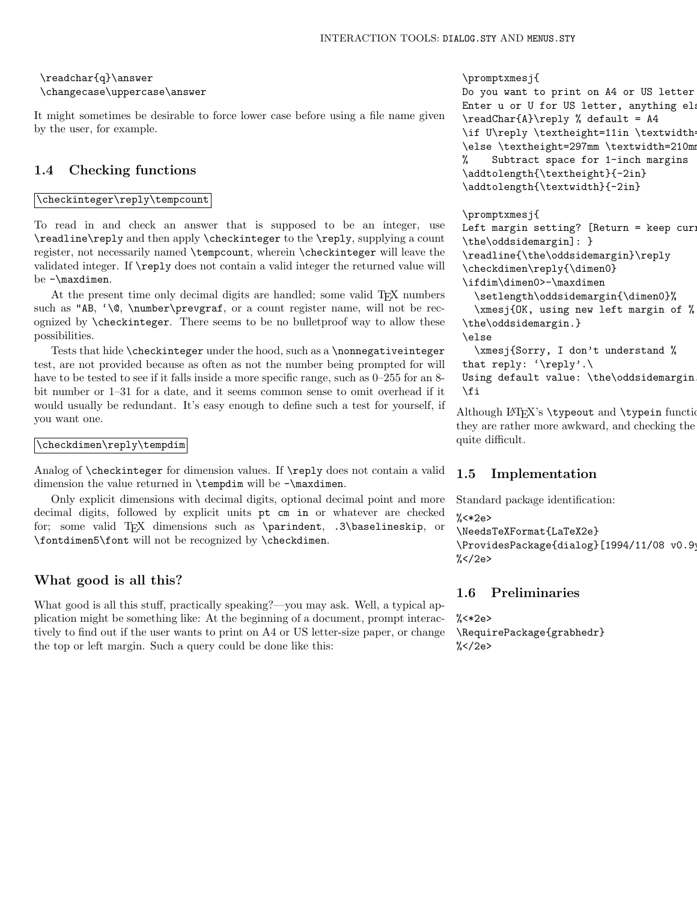```
\readchar{q}\answer
\changecase\uppercase\answer
```

It might sometimes be desirable to force lower case before using a file name given by the user, for example.

## 1.4 Checking functions

`\checkinteger\reply\tempcount`

To read in and check an answer that is supposed to be an integer, use `\readline\reply` and then apply `\checkinteger` to the `\reply`, supplying a count register, not necessarily named `\tempcount`, wherein `\checkinteger` will leave the validated integer. If `\reply` does not contain a valid integer the returned value will be `-\maxdimen`.

At the present time only decimal digits are handled; some valid TEX numbers such as `"AB`, `` `\@ ``, `\number\prevgraf`, or a count register name, will not be recognized by `\checkinteger`. There seems to be no bulletproof way to allow these possibilities.

Tests that hide `\checkinteger` under the hood, such as a `\nonnegativeinteger` test, are not provided because as often as not the number being prompted for will have to be tested to see if it falls inside a more specific range, such as 0–255 for an 8-bit number or 1–31 for a date, and it seems common sense to omit overhead if it would usually be redundant. It's easy enough to define such a test for yourself, if you want one.

`\checkdimen\reply\tempdim`

Analog of `\checkinteger` for dimension values. If `\reply` does not contain a valid dimension the value returned in `\tempdim` will be `-\maxdimen`.

Only explicit dimensions with decimal digits, optional decimal point and more decimal digits, followed by explicit units `pt cm in` or whatever are checked for; some valid TEX dimensions such as `\parindent`, `.3\baselineskip`, or `\fontdimen5\font` will not be recognized by `\checkdimen`.

### What good is all this?

What good is all this stuff, practically speaking?—you may ask. Well, a typical application might be something like: At the beginning of a document, prompt interactively to find out if the user wants to print on A4 or US letter-size paper, or change the top or left margin. Such a query could be done like this:

```
\promptxmesj{
Do you want to print on A4 or US letter
Enter u or U for US letter, anything els
\readChar{A}\reply % default = A4
\if U\reply \textheight=11in \textwidth=
\else \textheight=297mm \textwidth=210mm
%    Subtract space for 1-inch margins
\addtolength{\textheight}{-2in}
\addtolength{\textwidth}{-2in}

\promptxmesj{
Left margin setting? [Return = keep curr
\the\oddsidemargin]: }
\readline{\the\oddsidemargin}\reply
\checkdimen\reply{\dimen0}
\ifdim\dimen0>-\maxdimen
  \setlength\oddsidemargin{\dimen0}%
  \xmesj{OK, using new left margin of %
\the\oddsidemargin.}
\else
  \xmesj{Sorry, I don't understand %
that reply: `\reply'.\
Using default value: \the\oddsidemargin.
\fi
```

Although LaTeX's `\typeout` and `\typein` functio they are rather more awkward, and checking the quite difficult.

## 1.5 Implementation

Standard package identification:

```
%<*2e>
\NeedsTeXFormat{LaTeX2e}
\ProvidesPackage{dialog}[1994/11/08 v0.9y
%</2e>
```

## 1.6 Preliminaries

```
%<*2e>
\RequirePackage{grabhedr}
%</2e>
```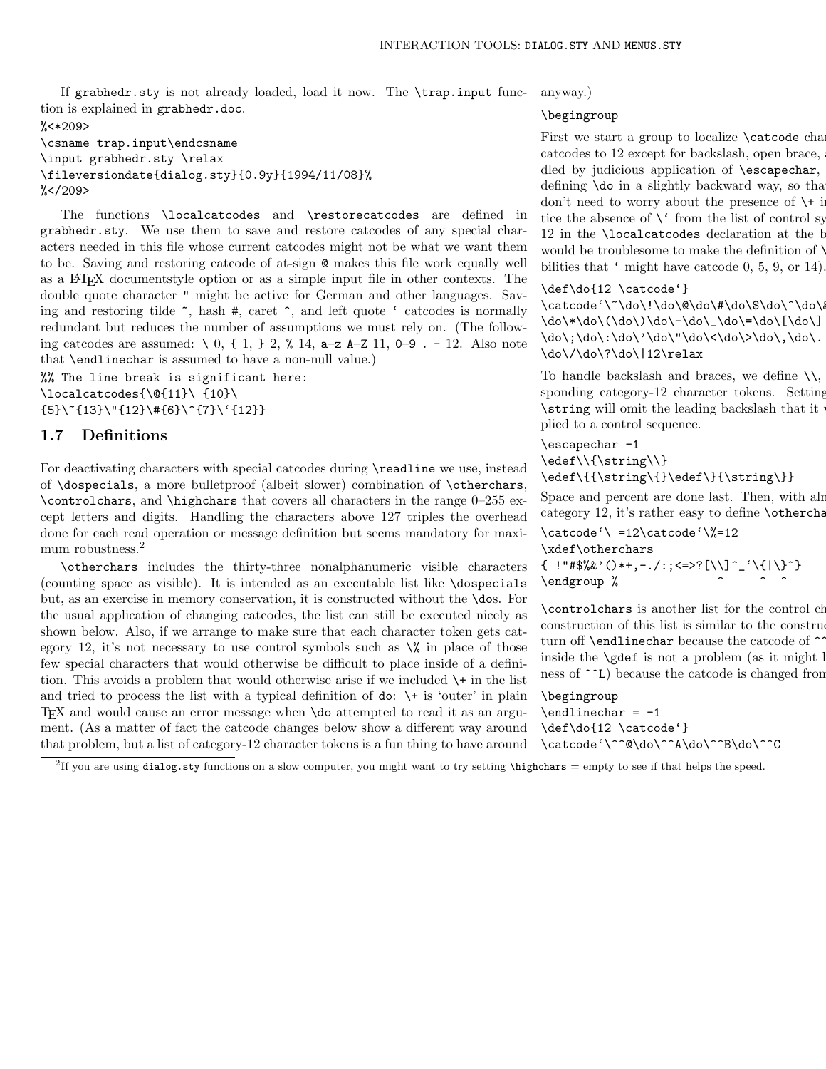If grabhedr.sty is not already loaded, load it now. The \trap.input function is explained in grabhedr.doc.

```
%<*209>
\csname trap.input\endcsname
\input grabhedr.sty \relax
\fileversiondate{dialog.sty}{0.9y}{1994/11/08}%
%</209>
```

The functions \localcatcodes and \restorecatcodes are defined in grabhedr.sty. We use them to save and restore catcodes of any special characters needed in this file whose current catcodes might not be what we want them to be. Saving and restoring catcode of at-sign @ makes this file work equally well as a LaTeX documentstyle option or as a simple input file in other contexts. The double quote character " might be active for German and other languages. Saving and restoring tilde ~, hash #, caret ^, and left quote ‘ catcodes is normally redundant but reduces the number of assumptions we must rely on. (The following catcodes are assumed: \ 0, { 1, } 2, % 14, a–z A–Z 11, 0–9 . - 12. Also note that \endlinechar is assumed to have a non-null value.)

```
%% The line break is significant here:
\localcatcodes{\@{11}\ {10}\
{5}\~{13}\"{12}\#{6}\^{7}\‘{12}}
```

## 1.7 Definitions

For deactivating characters with special catcodes during \readline we use, instead of \dospecials, a more bulletproof (albeit slower) combination of \otherchars, \controlchars, and \highchars that covers all characters in the range 0–255 except letters and digits. Handling the characters above 127 triples the overhead done for each read operation or message definition but seems mandatory for maximum robustness.[2]

\otherchars includes the thirty-three nonalphanumeric visible characters (counting space as visible). It is intended as an executable list like \dospecials but, as an exercise in memory conservation, it is constructed without the \dos. For the usual application of changing catcodes, the list can still be executed nicely as shown below. Also, if we arrange to make sure that each character token gets category 12, it's not necessary to use control symbols such as \% in place of those few special characters that would otherwise be difficult to place inside of a definition. This avoids a problem that would otherwise arise if we included \+ in the list and tried to process the list with a typical definition of do: \+ is 'outer' in plain TeX and would cause an error message when \do attempted to read it as an argument. (As a matter of fact the catcode changes below show a different way around that problem, but a list of category-12 character tokens is a fun thing to have around anyway.)

```
\begingroup
```

First we start a group to localize \catcode char catcodes to 12 except for backslash, open brace, a dled by judicious application of \escapechar, defining \do in a slightly backward way, so tha don't need to worry about the presence of \+ in tice the absence of \‘ from the list of control sy 12 in the \localcatcodes declaration at the b would be troublesome to make the definition of \ bilities that ‘ might have catcode 0, 5, 9, or 14).

```
\def\do{12 \catcode‘}
\catcode‘\~\do\!\do\@\do\#\do\$\do\^\do\&
\do\*\do\(\do\)\do\-\do\_\do\=\do\[\do\]
\do\;\do\:\do\’\do\"\do\<\do\>\do\,\do\.
\do\/\do\?\do\|12\relax
```

To handle backslash and braces, we define \\, sponding category-12 character tokens. Setting \string will omit the leading backslash that it plied to a control sequence.

```
\escapechar -1
\edef\\{\string\\}
\edef\{{\string\{}\edef\}{\string\}}
```

Space and percent are done last. Then, with alm category 12, it's rather easy to define \otherchar

```
\catcode‘\ =12\catcode‘\%=12
\xdef\otherchars
{ !"#$%&’()*+,-./:;<=>?[\\]^_‘\{|\}~}
\endgroup %
```

\controlchars is another list for the control ch construction of this list is similar to the constru turn off \endlinechar because the catcode of ^^ inside the \gdef is not a problem (as it might b ness of ^^L) because the catcode is changed from

```
\begingroup
\endlinechar = -1
\def\do{12 \catcode‘}
\catcode‘\^^@\do\^^A\do\^^B\do\^^C
```

[2] If you are using dialog.sty functions on a slow computer, you might want to try setting \highchars = empty to see if that helps the speed.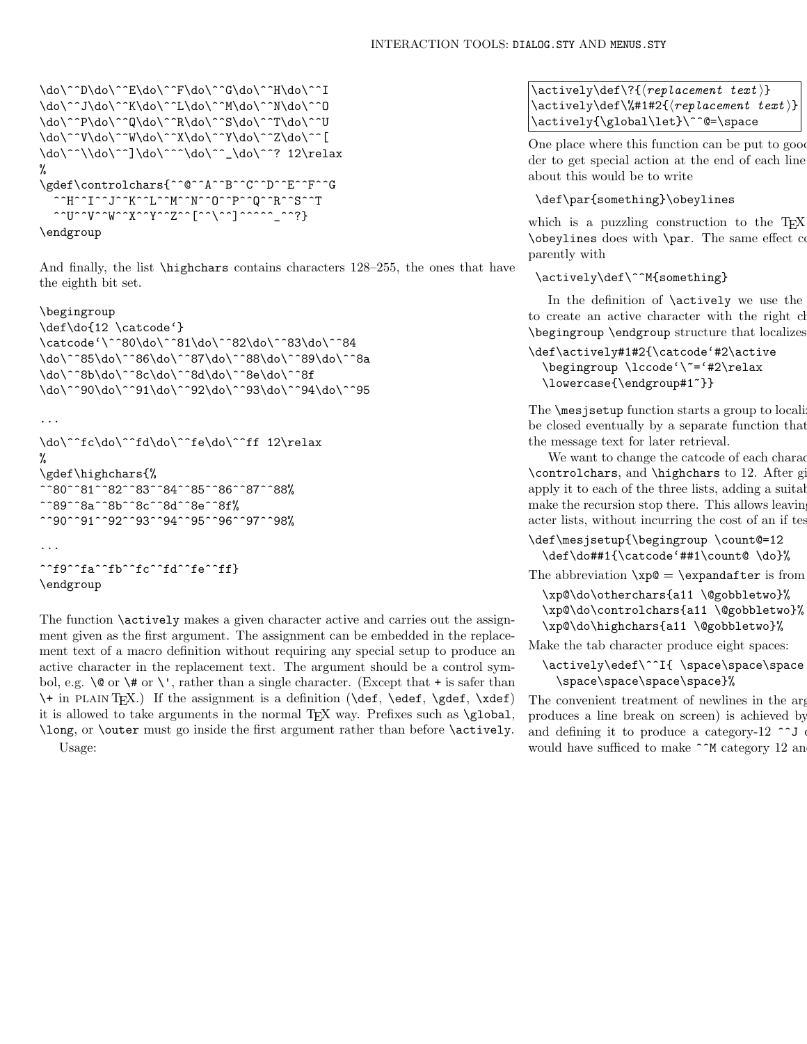```
\do\^^D\do\^^E\do\^^F\do\^^G\do\^^H\do\^^I
\do\^^J\do\^^K\do\^^L\do\^^M\do\^^N\do\^^O
\do\^^P\do\^^Q\do\^^R\do\^^S\do\^^T\do\^^U
\do\^^V\do\^^W\do\^^X\do\^^Y\do\^^Z\do\^^[
\do\^^\\do\^^]\do\^^^\do\^^_\do\^^? 12\relax
%
\gdef\controlchars{^^@^^A^^B^^C^^D^^E^^F^^G
  ^^H^^I^^J^^K^^L^^M^^N^^O^^P^^Q^^R^^S^^T
  ^^U^^V^^W^^X^^Y^^Z^^[^^\^^]^^^^^_^^?}
\endgroup
```

And finally, the list `\highchars` contains characters 128–255, the ones that have the eighth bit set.

```
\begingroup
\def\do{12 \catcode`}
\catcode`\^^80\do\^^81\do\^^82\do\^^83\do\^^84
\do\^^85\do\^^86\do\^^87\do\^^88\do\^^89\do\^^8a
\do\^^8b\do\^^8c\do\^^8d\do\^^8e\do\^^8f
\do\^^90\do\^^91\do\^^92\do\^^93\do\^^94\do\^^95
```

...

```
\do\^^fc\do\^^fd\do\^^fe\do\^^ff 12\relax
%
\gdef\highchars{%
^^80^^81^^82^^83^^84^^85^^86^^87^^88%
^^89^^8a^^8b^^8c^^8d^^8e^^8f%
^^90^^91^^92^^93^^94^^95^^96^^97^^98%
```

...

```
^^f9^^fa^^fb^^fc^^fd^^fe^^ff}
\endgroup
```

The function `\actively` makes a given character active and carries out the assignment given as the first argument. The assignment can be embedded in the replacement text of a macro definition without requiring any special setup to produce an active character in the replacement text. The argument should be a control symbol, e.g. `\@` or `\#` or `\'`, rather than a single character. (Except that `+` is safer than `\+` in PLAIN TeX.) If the assignment is a definition (`\def`, `\edef`, `\gdef`, `\xdef`) it is allowed to take arguments in the normal TeX way. Prefixes such as `\global`, `\long`, or `\outer` must go inside the first argument rather than before `\actively`.

Usage:

```
\actively\def\?{⟨replacement text⟩}
\actively\def\%#1#2{⟨replacement text⟩}
\actively{\global\let}\^^@=\space
```

One place where this function can be put to good der to get special action at the end of each line about this would be to write

```
\def\par{something}\obeylines
```

which is a puzzling construction to the TeX `\obeylines` does with `\par`. The same effect co parently with

```
\actively\def\^^M{something}
```

In the definition of `\actively` we use the to create an active character with the right ch `\begingroup \endgroup` structure that localizes

```
\def\actively#1#2{\catcode`#2\active
  \begingroup \lccode`\~=`#2\relax
  \lowercase{\endgroup#1~}}
```

The `\mesjsetup` function starts a group to localiz be closed eventually by a separate function that the message text for later retrieval.

We want to change the catcode of each charac `\controlchars`, and `\highchars` to 12. After gi apply it to each of the three lists, adding a suitab make the recursion stop there. This allows leaving acter lists, without incurring the cost of an if tes

```
\def\mesjsetup{\begingroup \count@=12
  \def\do##1{\catcode`##1\count@ \do}%
```

The abbreviation `\xp@` = `\expandafter` is from

```
  \xp@\do\otherchars{a11 \@gobbletwo}%
  \xp@\do\controlchars{a11 \@gobbletwo}%
  \xp@\do\highchars{a11 \@gobbletwo}%
```

Make the tab character produce eight spaces:

```
  \actively\edef\^^I{ \space\space\space
    \space\space\space\space}%
```

The convenient treatment of newlines in the arg produces a line break on screen) is achieved by and defining it to produce a category-12 `^^J` c would have sufficed to make `^^M` category 12 an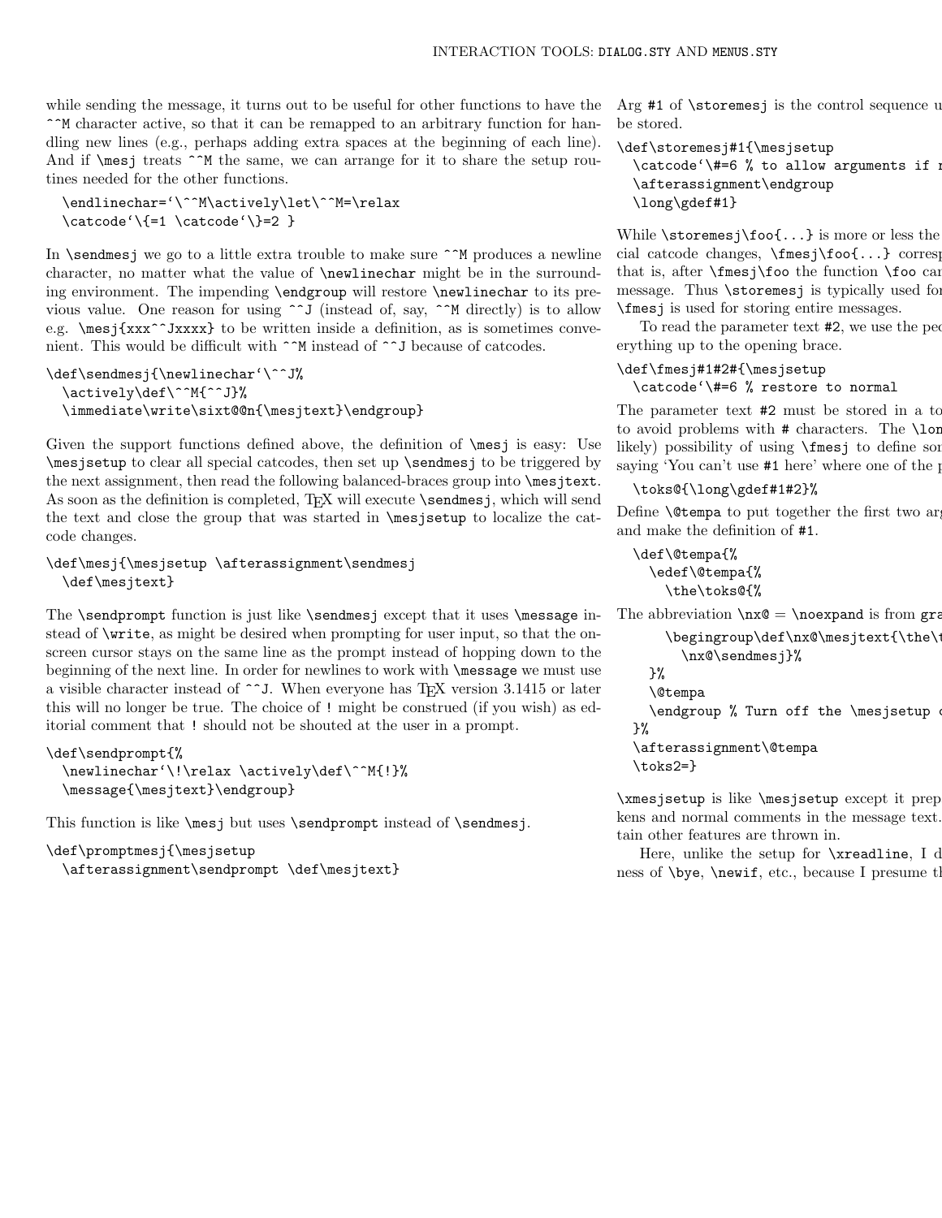while sending the message, it turns out to be useful for other functions to have the `^^M` character active, so that it can be remapped to an arbitrary function for handling new lines (e.g., perhaps adding extra spaces at the beginning of each line). And if `\mesj` treats `^^M` the same, we can arrange for it to share the setup routines needed for the other functions.

```
\endlinechar=`\^^M\actively\let\^^M=\relax
\catcode`\{=1 \catcode`\}=2 }
```

In `\sendmesj` we go to a little extra trouble to make sure `^^M` produces a newline character, no matter what the value of `\newlinechar` might be in the surrounding environment. The impending `\endgroup` will restore `\newlinechar` to its previous value. One reason for using `^^J` (instead of, say, `^^M` directly) is to allow e.g. `\mesj{xxx^^Jxxxx}` to be written inside a definition, as is sometimes convenient. This would be difficult with `^^M` instead of `^^J` because of catcodes.

```
\def\sendmesj{\newlinechar`\^^J%
  \actively\def\^^M{^^J}%
  \immediate\write\sixt@@n{\mesjtext}\endgroup}
```

Given the support functions defined above, the definition of `\mesj` is easy: Use `\mesjsetup` to clear all special catcodes, then set up `\sendmesj` to be triggered by the next assignment, then read the following balanced-braces group into `\mesjtext`. As soon as the definition is completed, TeX will execute `\sendmesj`, which will send the text and close the group that was started in `\mesjsetup` to localize the catcode changes.

```
\def\mesj{\mesjsetup \afterassignment\sendmesj
  \def\mesjtext}
```

The `\sendprompt` function is just like `\sendmesj` except that it uses `\message` instead of `\write`, as might be desired when prompting for user input, so that the on-screen cursor stays on the same line as the prompt instead of hopping down to the beginning of the next line. In order for newlines to work with `\message` we must use a visible character instead of `^^J`. When everyone has TeX version 3.1415 or later this will no longer be true. The choice of `!` might be construed (if you wish) as editorial comment that `!` should not be shouted at the user in a prompt.

```
\def\sendprompt{%
  \newlinechar`\!\relax \actively\def\^^M{!}%
  \message{\mesjtext}\endgroup}
```

This function is like `\mesj` but uses `\sendprompt` instead of `\sendmesj`.

```
\def\promptmesj{\mesjsetup
  \afterassignment\sendprompt \def\mesjtext}
```

Arg `#1` of `\storemesj` is the control sequence u be stored.

```
\def\storemesj#1{\mesjsetup
  \catcode`\#=6 % to allow arguments if n
  \afterassignment\endgroup
  \long\gdef#1}
```

While `\storemesj\foo{...}` is more or less the cial catcode changes, `\fmesj\foo{...}` corresp that is, after `\fmesj\foo` the function `\foo` can message. Thus `\storemesj` is typically used for `\fmesj` is used for storing entire messages.

To read the parameter text `#2`, we use the pec erything up to the opening brace.

```
\def\fmesj#1#2#{\mesjsetup
  \catcode`\#=6 % restore to normal
```

The parameter text `#2` must be stored in a to to avoid problems with `#` characters. The `\lon` likely) possibility of using `\fmesj` to define som saying 'You can't use `#1` here' where one of the p

```
  \toks@{\long\gdef#1#2}%
```

Define `\@tempa` to put together the first two arg and make the definition of `#1`.

```
  \def\@tempa{%
    \edef\@tempa{%
      \the\toks@{%
```

The abbreviation `\nx@` = `\noexpand` is from gra

```
        \begingroup\def\nx@\mesjtext{\the\t
          \nx@\sendmesj}%
    }%
    \@tempa
    \endgroup % Turn off the \mesjsetup c
  }%
  \afterassignment\@tempa
  \toks2=}
```

`\xmesjsetup` is like `\mesjsetup` except it prep kens and normal comments in the message text. tain other features are thrown in.

Here, unlike the setup for `\xreadline`, I d ness of `\bye`, `\newif`, etc., because I presume th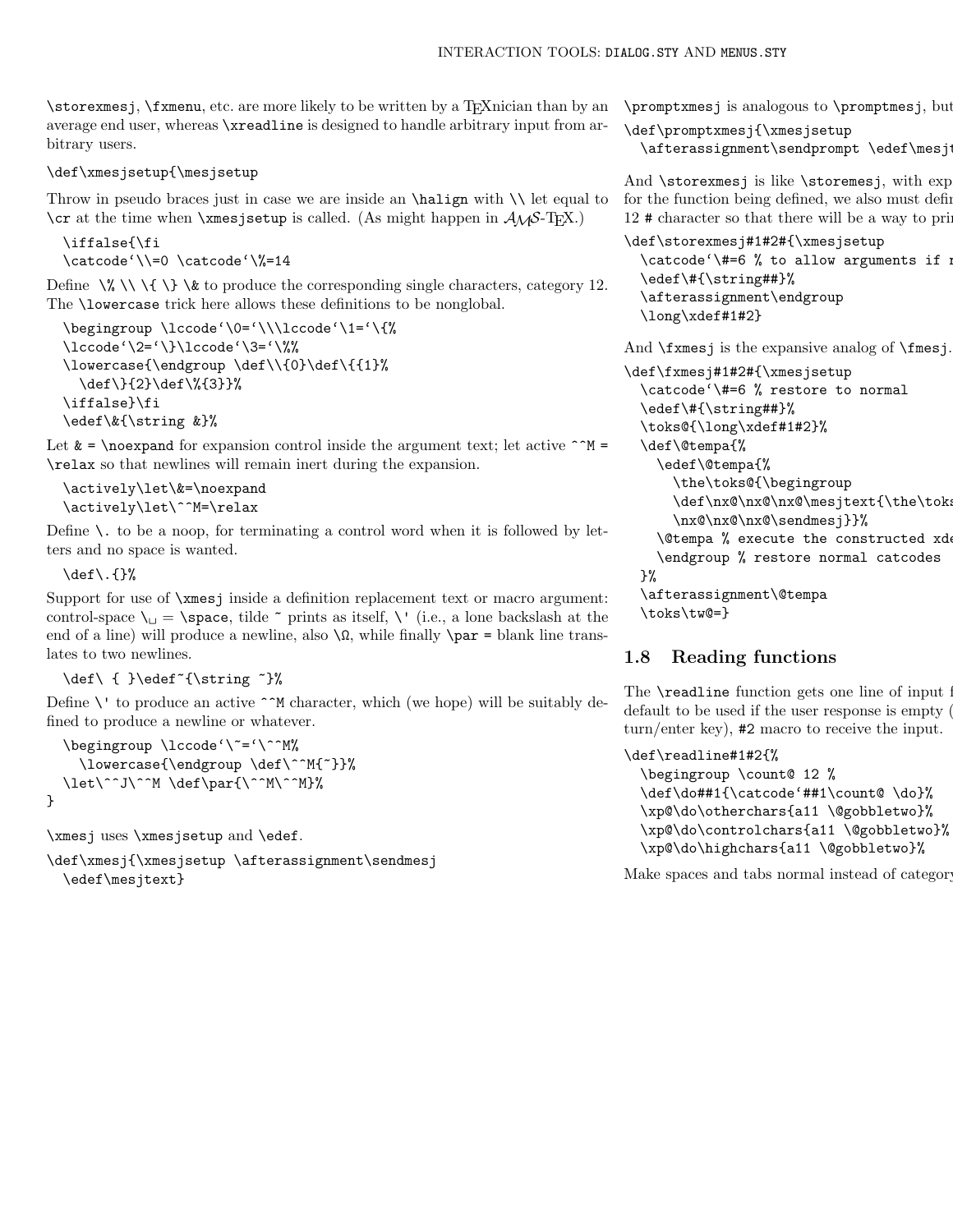\storexmesj, \fxmenu, etc. are more likely to be written by a TEXnician than by an average end user, whereas \xreadline is designed to handle arbitrary input from arbitrary users.

```
\def\xmesjsetup{\mesjsetup
```

Throw in pseudo braces just in case we are inside an \halign with \\ let equal to \cr at the time when \xmesjsetup is called. (As might happen in AMS-TEX.)

```
  \iffalse{\fi
  \catcode`\\=0 \catcode`\%=14
```

Define \% \\ \{ \} \& to produce the corresponding single characters, category 12. The \lowercase trick here allows these definitions to be nonglobal.

```
  \begingroup \lccode`\0=`\\\lccode`\1=`\{%
  \lccode`\2=`\}\lccode`\3=`\%%
  \lowercase{\endgroup \def\\{0}\def\{{1}%
    \def\}{2}\def\%{3}}%
  \iffalse}\fi
  \edef\&{\string &}%
```

Let & = \noexpand for expansion control inside the argument text; let active ^^M = \relax so that newlines will remain inert during the expansion.

```
  \actively\let\&=\noexpand
  \actively\let\^^M=\relax
```

Define \. to be a noop, for terminating a control word when it is followed by letters and no space is wanted.

```
  \def\.{}%
```

Support for use of \xmesj inside a definition replacement text or macro argument: control-space \␣ = \space, tilde ~ prints as itself, \' (i.e., a lone backslash at the end of a line) will produce a newline, also \Ω, while finally \par = blank line translates to two newlines.

```
  \def\ { }\edef~{\string ~}%
```

Define \' to produce an active ^^M character, which (we hope) will be suitably defined to produce a newline or whatever.

```
  \begingroup \lccode`\~=`\^^M%
    \lowercase{\endgroup \def\^^M{~}}%
  \let\^^J\^^M \def\par{\^^M\^^M}%
}
```

\xmesj uses \xmesjsetup and \edef.

```
\def\xmesj{\xmesjsetup \afterassignment\sendmesj
  \edef\mesjtext}
```

\promptxmesj is analogous to \promptmesj, but

```
\def\promptxmesj{\xmesjsetup
  \afterassignment\sendprompt \edef\mesjt
```

And \storexmesj is like \storemesj, with exp for the function being defined, we also must defi 12 # character so that there will be a way to pri

```
\def\storexmesj#1#2#{\xmesjsetup
  \catcode`\#=6 % to allow arguments if r
  \edef\#{\string##}%
  \afterassignment\endgroup
  \long\xdef#1#2}
```

And \fxmesj is the expansive analog of \fmesj.

```
\def\fxmesj#1#2#{\xmesjsetup
  \catcode`\#=6 % restore to normal
  \edef\#{\string##}%
  \toks@{\long\xdef#1#2}%
  \def\@tempa{%
    \edef\@tempa{%
      \the\toks@{\begingroup
      \def\nx@\nx@\nx@\mesjtext{\the\toks
      \nx@\nx@\nx@\sendmesj}}%
    \@tempa % execute the constructed xde
    \endgroup % restore normal catcodes
  }%
  \afterassignment\@tempa
  \toks\tw@=}
```

## 1.8 Reading functions

The \readline function gets one line of input f default to be used if the user response is empty ( turn/enter key), #2 macro to receive the input.

```
\def\readline#1#2{%
  \begingroup \count@ 12 %
  \def\do##1{\catcode`##1\count@ \do}%
  \xp@\do\otherchars{a11 \@gobbletwo}%
  \xp@\do\controlchars{a11 \@gobbletwo}%
  \xp@\do\highchars{a11 \@gobbletwo}%
```

Make spaces and tabs normal instead of category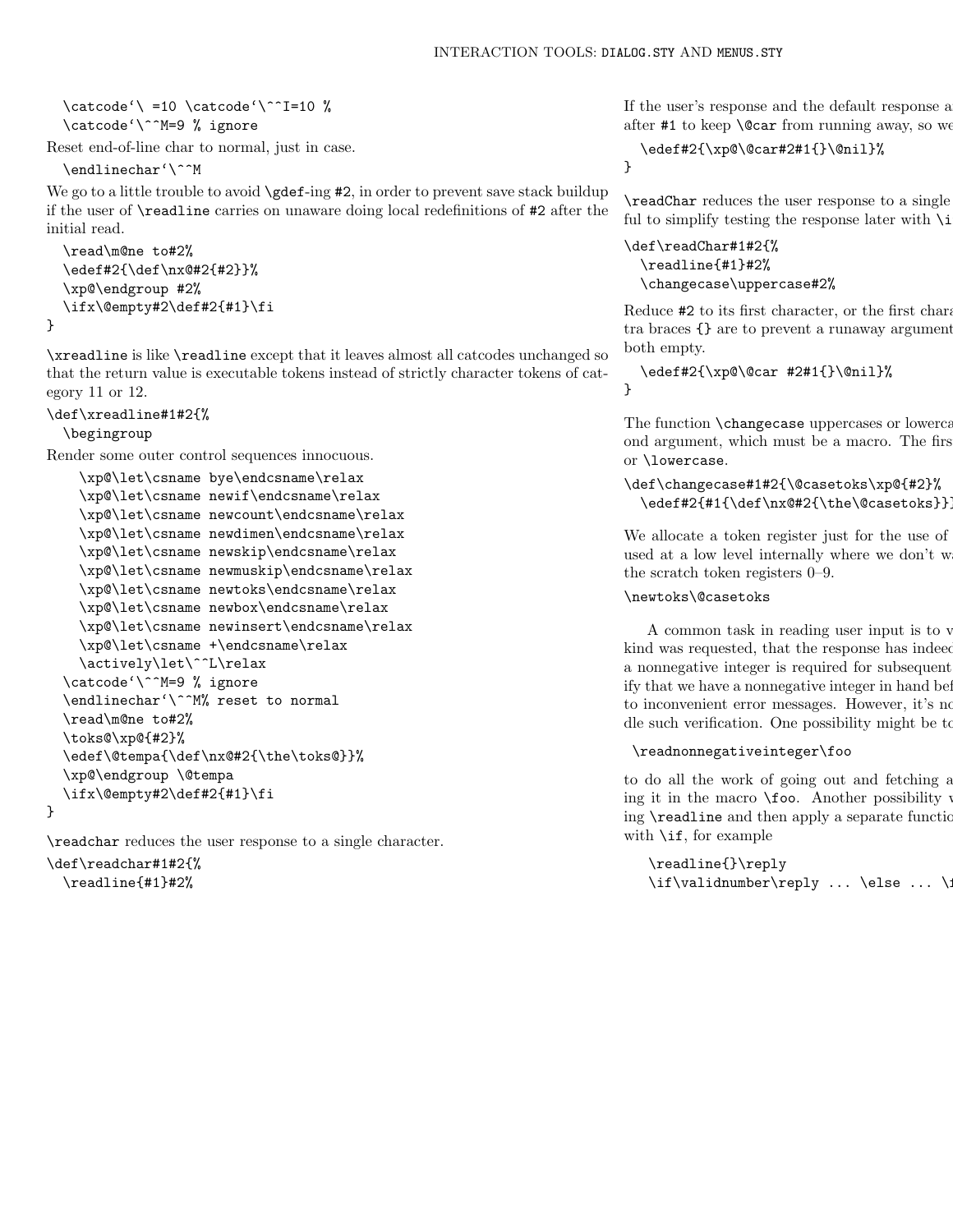```
  \catcode`\ =10 \catcode`\^^I=10 %
  \catcode`\^^M=9 % ignore
```

Reset end-of-line char to normal, just in case.

```
  \endlinechar`\^^M
```

We go to a little trouble to avoid \gdef-ing #2, in order to prevent save stack buildup if the user of \readline carries on unaware doing local redefinitions of #2 after the initial read.

```
  \read\m@ne to#2%
  \edef#2{\def\nx@#2{#2}}%
  \xp@\endgroup #2%
  \ifx\@empty#2\def#2{#1}\fi
}
```

\xreadline is like \readline except that it leaves almost all catcodes unchanged so that the return value is executable tokens instead of strictly character tokens of category 11 or 12.

```
\def\xreadline#1#2{%
  \begingroup
```

Render some outer control sequences innocuous.

```
    \xp@\let\csname bye\endcsname\relax
    \xp@\let\csname newif\endcsname\relax
    \xp@\let\csname newcount\endcsname\relax
    \xp@\let\csname newdimen\endcsname\relax
    \xp@\let\csname newskip\endcsname\relax
    \xp@\let\csname newmuskip\endcsname\relax
    \xp@\let\csname newtoks\endcsname\relax
    \xp@\let\csname newbox\endcsname\relax
    \xp@\let\csname newinsert\endcsname\relax
    \xp@\let\csname +\endcsname\relax
    \actively\let\^^L\relax
  \catcode`\^^M=9 % ignore
  \endlinechar`\^^M% reset to normal
  \read\m@ne to#2%
  \toks@\xp@{#2}%
  \edef\@tempa{\def\nx@#2{\the\toks@}}%
  \xp@\endgroup \@tempa
  \ifx\@empty#2\def#2{#1}\fi
}
```

\readchar reduces the user response to a single character.

```
\def\readchar#1#2{%
  \readline{#1}#2%
```

If the user's response and the default response a after #1 to keep \@car from running away, so we

```
  \edef#2{\xp@\@car#2#1{}\@nil}%
}
```

\readChar reduces the user response to a single ful to simplify testing the response later with \i

```
\def\readChar#1#2{%
  \readline{#1}#2%
  \changecase\uppercase#2%
```

Reduce #2 to its first character, or the first chara tra braces {} are to prevent a runaway argument both empty.

```
  \edef#2{\xp@\@car #2#1{}\@nil}%
}
```

The function \changecase uppercases or lowerca ond argument, which must be a macro. The firs or \lowercase.

```
\def\changecase#1#2{\@casetoks\xp@{#2}%
  \edef#2{#1{\def\nx@#2{\the\@casetoks}}
```

We allocate a token register just for the use of used at a low level internally where we don't wa the scratch token registers 0–9.

```
\newtoks\@casetoks
```

A common task in reading user input is to v kind was requested, that the response has indeed a nonnegative integer is required for subsequent ify that we have a nonnegative integer in hand bef to inconvenient error messages. However, it's no dle such verification. One possibility might be to

```
 \readnonnegativeinteger\foo
```

to do all the work of going out and fetching a ing it in the macro \foo. Another possibility w ing \readline and then apply a separate functio with \if, for example

```
   \readline{}\reply
   \if\validnumber\reply ... \else ... \f
```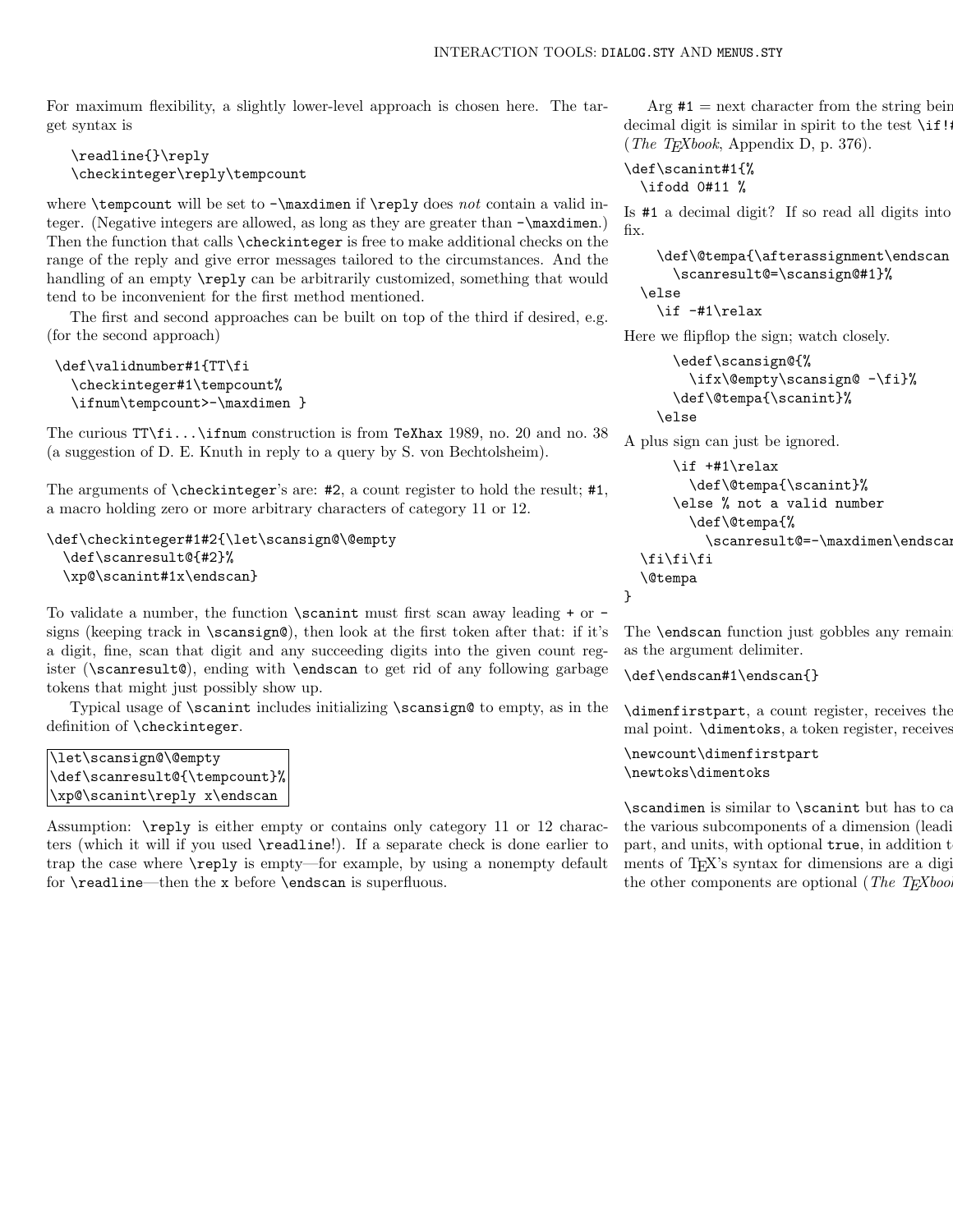For maximum flexibility, a slightly lower-level approach is chosen here. The target syntax is

```
\readline{}\reply
\checkinteger\reply\tempcount
```

where `\tempcount` will be set to `-\maxdimen` if `\reply` does *not* contain a valid integer. (Negative integers are allowed, as long as they are greater than `-\maxdimen`.) Then the function that calls `\checkinteger` is free to make additional checks on the range of the reply and give error messages tailored to the circumstances. And the handling of an empty `\reply` can be arbitrarily customized, something that would tend to be inconvenient for the first method mentioned.

The first and second approaches can be built on top of the third if desired, e.g. (for the second approach)

```
\def\validnumber#1{TT\fi
  \checkinteger#1\tempcount%
  \ifnum\tempcount>-\maxdimen }
```

The curious `TT\fi...\ifnum` construction is from `TeXhax` 1989, no. 20 and no. 38 (a suggestion of D. E. Knuth in reply to a query by S. von Bechtolsheim).

The arguments of `\checkinteger`'s are: `#2`, a count register to hold the result; `#1`, a macro holding zero or more arbitrary characters of category 11 or 12.

```
\def\checkinteger#1#2{\let\scansign@\@empty
  \def\scanresult@{#2}%
  \xp@\scanint#1x\endscan}
```

To validate a number, the function `\scanint` must first scan away leading `+` or `-` signs (keeping track in `\scansign@`), then look at the first token after that: if it's a digit, fine, scan that digit and any succeeding digits into the given count register (`\scanresult@`), ending with `\endscan` to get rid of any following garbage tokens that might just possibly show up.

Typical usage of `\scanint` includes initializing `\scansign@` to empty, as in the definition of `\checkinteger`.

```
\let\scansign@\@empty
\def\scanresult@{\tempcount}%
\xp@\scanint\reply x\endscan
```

Assumption: `\reply` is either empty or contains only category 11 or 12 characters (which it will if you used `\readline`!). If a separate check is done earlier to trap the case where `\reply` is empty—for example, by using a nonempty default for `\readline`—then the `x` before `\endscan` is superfluous.

Arg `#1` = next character from the string bein decimal digit is similar in spirit to the test `\if!#` (*The TEXbook*, Appendix D, p. 376).

```
\def\scanint#1{%
  \ifodd 0#11 %
```

Is `#1` a decimal digit? If so read all digits into fix.

```
    \def\@tempa{\afterassignment\endscan
      \scanresult@=\scansign@#1}%
  \else
    \if -#1\relax
```

Here we flipflop the sign; watch closely.

```
      \edef\scansign@{%
        \ifx\@empty\scansign@ -\fi}%
      \def\@tempa{\scanint}%
    \else
```

A plus sign can just be ignored.

```
      \if +#1\relax
        \def\@tempa{\scanint}%
      \else % not a valid number
        \def\@tempa{%
          \scanresult@=-\maxdimen\endscan
  \fi\fi\fi
  \@tempa
}
```

The `\endscan` function just gobbles any remain as the argument delimiter.

```
\def\endscan#1\endscan{}
```

`\dimenfirstpart`, a count register, receives the mal point. `\dimentoks`, a token register, receives

```
\newcount\dimenfirstpart
\newtoks\dimentoks
```

`\scandimen` is similar to `\scanint` but has to ca the various subcomponents of a dimension (leadi part, and units, with optional `true`, in addition t ments of TEX's syntax for dimensions are a digi the other components are optional (*The TEXboo*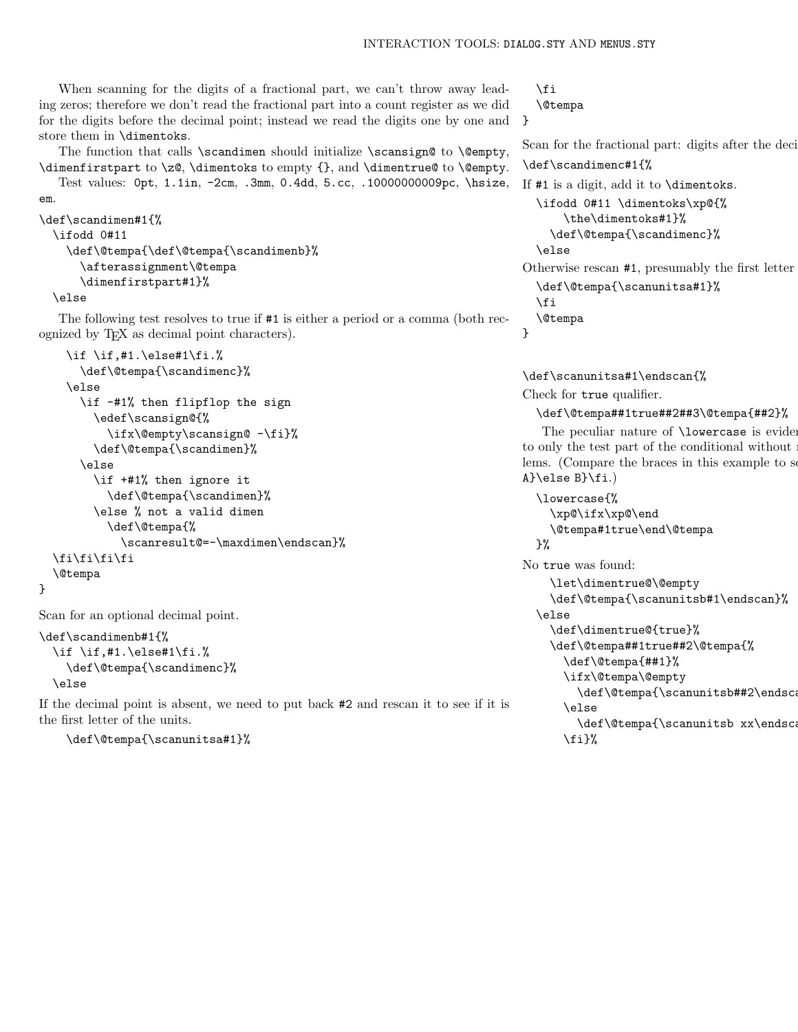When scanning for the digits of a fractional part, we can't throw away leading zeros; therefore we don't read the fractional part into a count register as we did for the digits before the decimal point; instead we read the digits one by one and store them in `\dimentoks`.

The function that calls `\scandimen` should initialize `\scansign@` to `\@empty`, `\dimenfirstpart` to `\z@`, `\dimentoks` to empty {}, and `\dimentrue@` to `\@empty`.

Test values: `0pt`, `1.1in`, `-2cm`, `.3mm`, `0.4dd`, `5.cc`, `.10000000009pc`, `\hsize`, `em`.

```
\def\scandimen#1{%
  \ifodd 0#11
    \def\@tempa{\def\@tempa{\scandimenb}%
      \afterassignment\@tempa
      \dimenfirstpart#1}%
  \else
```

The following test resolves to true if `#1` is either a period or a comma (both recognized by TeX as decimal point characters).

```
    \if \if,#1.\else#1\fi.%
      \def\@tempa{\scandimenc}%
    \else
      \if -#1% then flipflop the sign
        \edef\scansign@{%
          \ifx\@empty\scansign@ -\fi}%
        \def\@tempa{\scandimen}%
      \else
        \if +#1% then ignore it
          \def\@tempa{\scandimen}%
        \else % not a valid dimen
          \def\@tempa{%
            \scanresult@=-\maxdimen\endscan}%
  \fi\fi\fi\fi
  \@tempa
}
```

Scan for an optional decimal point.

```
\def\scandimenb#1{%
  \if \if,#1.\else#1\fi.%
    \def\@tempa{\scandimenc}%
  \else
```

If the decimal point is absent, we need to put back `#2` and rescan it to see if it is the first letter of the units.

```
    \def\@tempa{\scanunitsa#1}%
  \fi
  \@tempa
}
```

Scan for the fractional part: digits after the deci

```
\def\scandimenc#1{%
```

If `#1` is a digit, add it to `\dimentoks`.

```
  \ifodd 0#11 \dimentoks\xp@{%
      \the\dimentoks#1}%
    \def\@tempa{\scandimenc}%
  \else
```

Otherwise rescan `#1`, presumably the first letter

```
    \def\@tempa{\scanunitsa#1}%
  \fi
  \@tempa
}
```

```
\def\scanunitsa#1\endscan{%
```

Check for `true` qualifier.

```
  \def\@tempa##1true##2##3\@tempa{##2}%
```

The peculiar nature of `\lowercase` is evider to only the test part of the conditional without r lems. (Compare the braces in this example to so `A}\else B}\fi`.)

```
  \lowercase{%
    \xp@\ifx\xp@\end
    \@tempa#1true\end\@tempa
  }%
```

No `true` was found:

```
    \let\dimentrue@\@empty
    \def\@tempa{\scanunitsb#1\endscan}%
  \else
    \def\dimentrue@{true}%
    \def\@tempa##1true##2\@tempa{%
      \def\@tempa{##1}%
      \ifx\@tempa\@empty
        \def\@tempa{\scanunitsb##2\endsca
      \else
        \def\@tempa{\scanunitsb xx\endsca
      \fi}%
```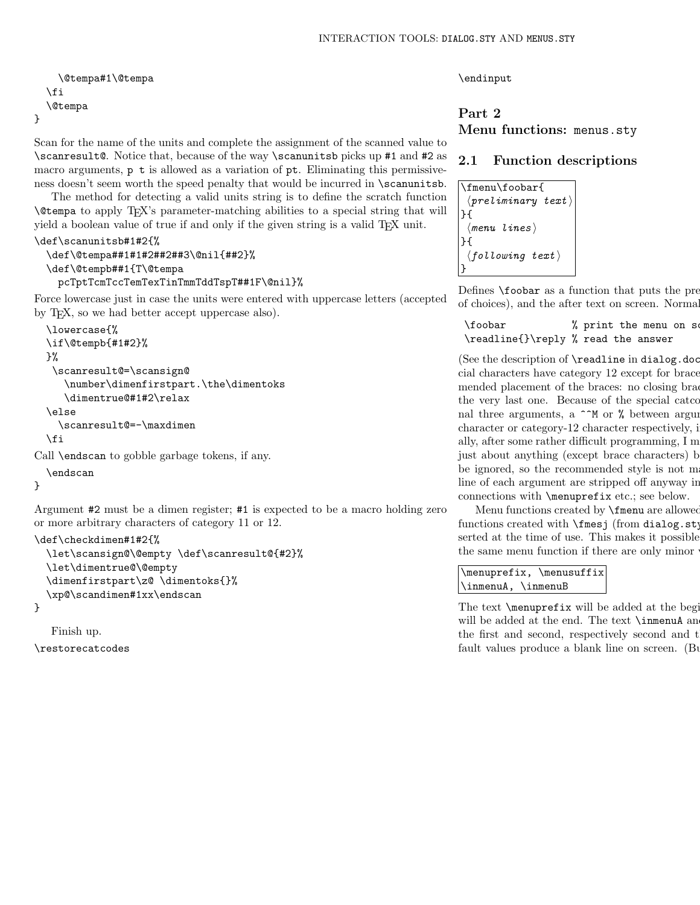```
    \@tempa#1\@tempa
  \fi
  \@tempa
}
```

Scan for the name of the units and complete the assignment of the scanned value to `\scanresult@`. Notice that, because of the way `\scanunitsb` picks up `#1` and `#2` as macro arguments, `p t` is allowed as a variation of `pt`. Eliminating this permissiveness doesn't seem worth the speed penalty that would be incurred in `\scanunitsb`.

The method for detecting a valid units string is to define the scratch function `\@tempa` to apply TEX's parameter-matching abilities to a special string that will yield a boolean value of true if and only if the given string is a valid TEX unit.

```
\def\scanunitsb#1#2{%
  \def\@tempa##1#1#2##2##3\@nil{##2}%
  \def\@tempb##1{T\@tempa
    pcTptTcmTccTemTexTinTmmTddTspT##1F\@nil}%
```

Force lowercase just in case the units were entered with uppercase letters (accepted by TEX, so we had better accept uppercase also).

```
  \lowercase{%
  \if\@tempb{#1#2}%
  }%
   \scanresult@=\scansign@
     \number\dimenfirstpart.\the\dimentoks
     \dimentrue@#1#2\relax
  \else
    \scanresult@=-\maxdimen
  \fi
```

Call `\endscan` to gobble garbage tokens, if any.

```
  \endscan
}
```

Argument `#2` must be a dimen register; `#1` is expected to be a macro holding zero or more arbitrary characters of category 11 or 12.

```
\def\checkdimen#1#2{%
  \let\scansign@\@empty \def\scanresult@{#2}%
  \let\dimentrue@\@empty
  \dimenfirstpart\z@ \dimentoks{}%
  \xp@\scandimen#1xx\endscan
}
```

Finish up.

```
\restorecatcodes
```

```
\endinput
```

# Part 2
# Menu functions: menus.sty

## 2.1 Function descriptions

```
\fmenu\foobar{
 ⟨preliminary text⟩
}{
 ⟨menu lines⟩
}{
 ⟨following text⟩
}
```

Defines `\foobar` as a function that puts the pre of choices), and the after text on screen. Normal

```
 \foobar            % print the menu on sc
 \readline{}\reply % read the answer
```

(See the description of `\readline` in dialog.doc cial characters have category 12 except for brace mended placement of the braces: no closing brac the very last one. Because of the special catco nal three arguments, a `^^M` or `%` between argum character or category-12 character respectively, i ally, after some rather difficult programming, I m just about anything (except brace characters) b be ignored, so the recommended style is not ma line of each argument are stripped off anyway in connections with `\menuprefix` etc.; see below.

Menu functions created by `\fmenu` are allowed functions created with `\fmesj` (from dialog.sty serted at the time of use. This makes it possible the same menu function if there are only minor v

```
\menuprefix, \menusuffix
\inmenuA, \inmenuB
```

The text `\menuprefix` will be added at the begi will be added at the end. The text `\inmenuA` an the first and second, respectively second and t fault values produce a blank line on screen. (Bu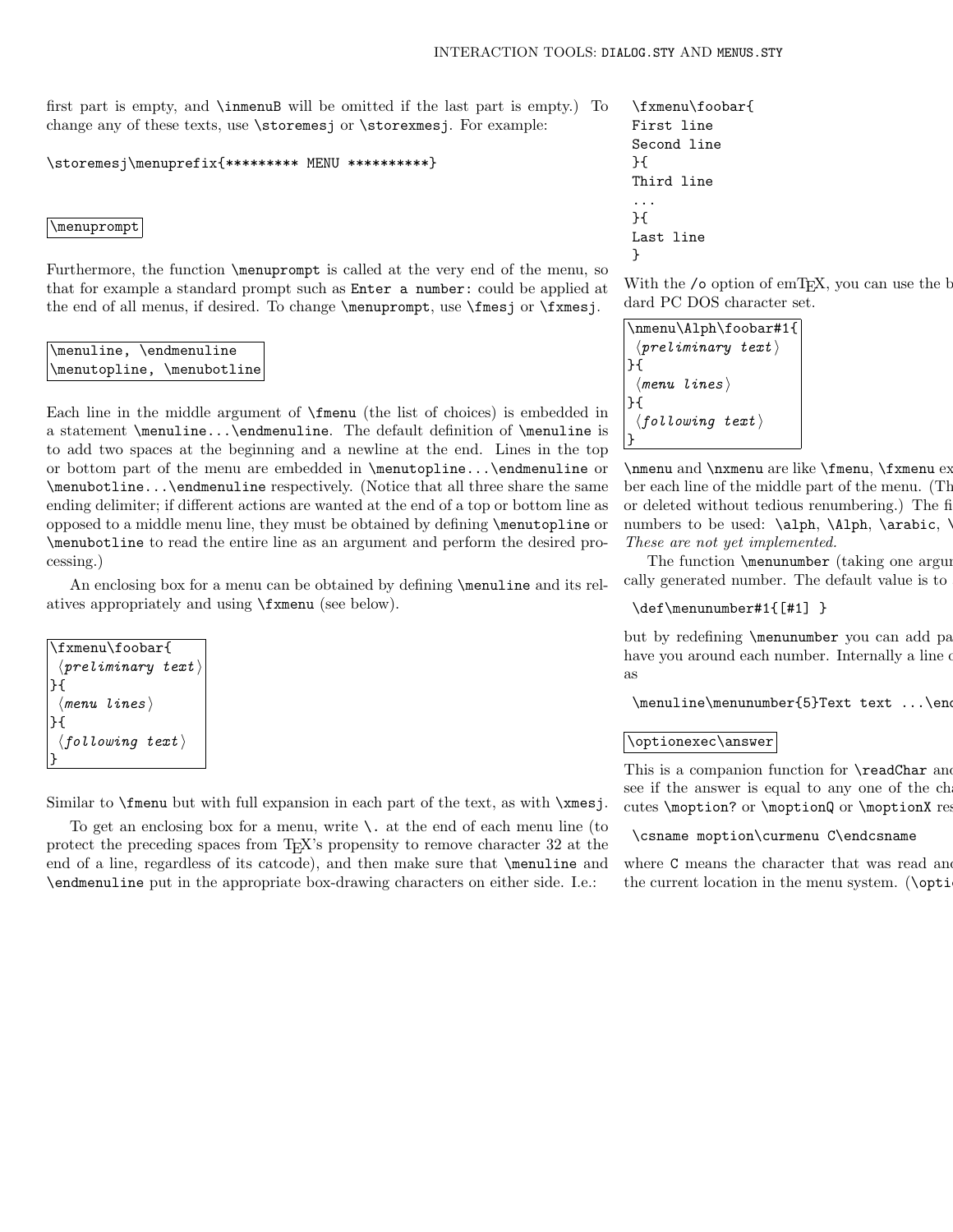first part is empty, and `\inmenuB` will be omitted if the last part is empty.) To change any of these texts, use `\storemesj` or `\storexmesj`. For example:

```
\storemesj\menuprefix{********* MENU **********}
```

`\menuprompt`

Furthermore, the function `\menuprompt` is called at the very end of the menu, so that for example a standard prompt such as `Enter a number:` could be applied at the end of all menus, if desired. To change `\menuprompt`, use `\fmesj` or `\fxmesj`.

`\menuline, \endmenuline`
`\menutopline, \menubotline`

Each line in the middle argument of `\fmenu` (the list of choices) is embedded in a statement `\menuline...\endmenuline`. The default definition of `\menuline` is to add two spaces at the beginning and a newline at the end. Lines in the top or bottom part of the menu are embedded in `\menutopline...\endmenuline` or `\menubotline...\endmenuline` respectively. (Notice that all three share the same ending delimiter; if different actions are wanted at the end of a top or bottom line as opposed to a middle menu line, they must be obtained by defining `\menutopline` or `\menubotline` to read the entire line as an argument and perform the desired processing.)

An enclosing box for a menu can be obtained by defining `\menuline` and its relatives appropriately and using `\fxmenu` (see below).

```
\fxmenu\foobar{
 ⟨preliminary text⟩
}{
 ⟨menu lines⟩
}{
 ⟨following text⟩
}
```

Similar to `\fmenu` but with full expansion in each part of the text, as with `\xmesj`.

To get an enclosing box for a menu, write `\.` at the end of each menu line (to protect the preceding spaces from TeX's propensity to remove character 32 at the end of a line, regardless of its catcode), and then make sure that `\menuline` and `\endmenuline` put in the appropriate box-drawing characters on either side. I.e.:

```
\fxmenu\foobar{
First line
Second line
}{
Third line
...
}{
Last line
}
```

With the `/o` option of emTeX, you can use the b dard PC DOS character set.

```
\nmenu\Alph\foobar#1{
 ⟨preliminary text⟩
}{
 ⟨menu lines⟩
}{
 ⟨following text⟩
}
```

`\nmenu` and `\nxmenu` are like `\fmenu`, `\fxmenu` ex ber each line of the middle part of the menu. (Th or deleted without tedious renumbering.) The fi numbers to be used: `\alph`, `\Alph`, `\arabic`, `\` *These are not yet implemented.*

The function `\menunumber` (taking one argum cally generated number. The default value is to

```
\def\menunumber#1{[#1] }
```

but by redefining `\menunumber` you can add pa have you around each number. Internally a line o as

```
\menuline\menunumber{5}Text text ...\enc
```

`\optionexec\answer`

This is a companion function for `\readChar` and see if the answer is equal to any one of the cha cutes `\moption?` or `\moptionQ` or `\moptionX` res

```
\csname moption\curmenu C\endcsname
```

where `C` means the character that was read and the current location in the menu system. (`\optio`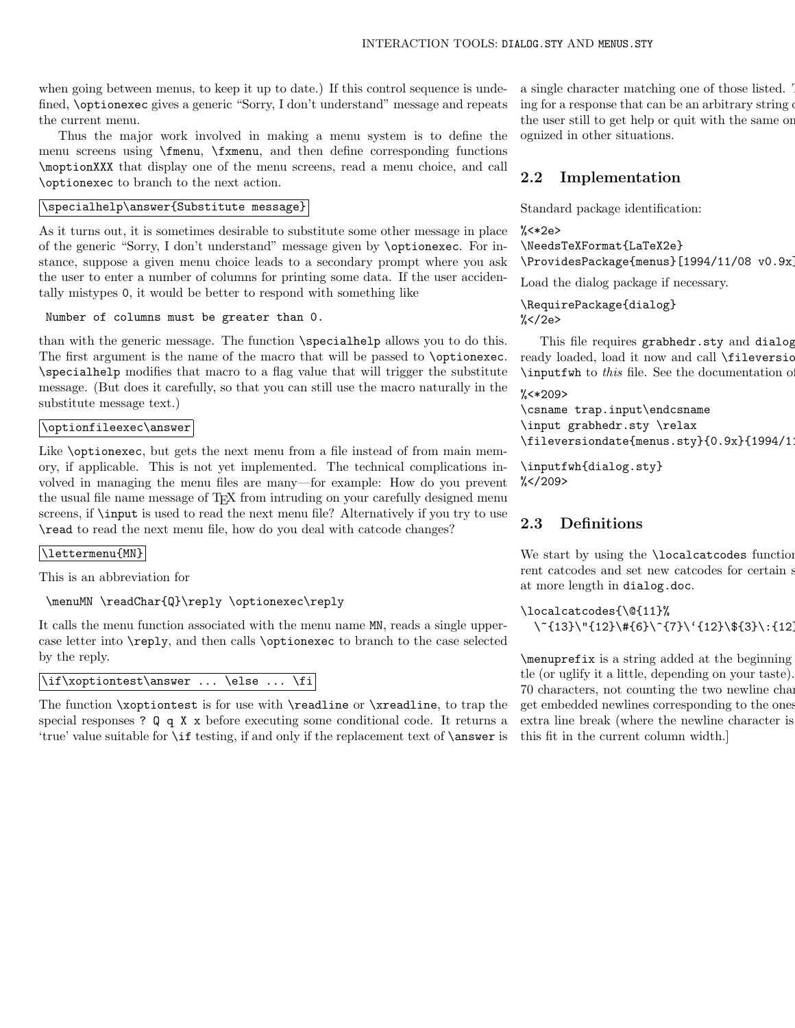when going between menus, to keep it up to date.) If this control sequence is undefined, `\optionexec` gives a generic “Sorry, I don't understand” message and repeats the current menu.

Thus the major work involved in making a menu system is to define the menu screens using `\fmenu`, `\fxmenu`, and then define corresponding functions `\moptionXXX` that display one of the menu screens, read a menu choice, and call `\optionexec` to branch to the next action.

`\specialhelp\answer{Substitute message}`

As it turns out, it is sometimes desirable to substitute some other message in place of the generic “Sorry, I don't understand” message given by `\optionexec`. For instance, suppose a given menu choice leads to a secondary prompt where you ask the user to enter a number of columns for printing some data. If the user accidentally mistypes `0`, it would be better to respond with something like

```
Number of columns must be greater than 0.
```

than with the generic message. The function `\specialhelp` allows you to do this. The first argument is the name of the macro that will be passed to `\optionexec`. `\specialhelp` modifies that macro to a flag value that will trigger the substitute message. (But does it carefully, so that you can still use the macro naturally in the substitute message text.)

`\optionfileexec\answer`

Like `\optionexec`, but gets the next menu from a file instead of from main memory, if applicable. This is not yet implemented. The technical complications involved in managing the menu files are many—for example: How do you prevent the usual file name message of TEX from intruding on your carefully designed menu screens, if `\input` is used to read the next menu file? Alternatively if you try to use `\read` to read the next menu file, how do you deal with catcode changes?

`\lettermenu{MN}`

This is an abbreviation for

```
\menuMN \readChar{Q}\reply \optionexec\reply
```

It calls the menu function associated with the menu name `MN`, reads a single uppercase letter into `\reply`, and then calls `\optionexec` to branch to the case selected by the reply.

`\if\xoptiontest\answer ... \else ... \fi`

The function `\xoptiontest` is for use with `\readline` or `\xreadline`, to trap the special responses `? Q q X x` before executing some conditional code. It returns a ‘true’ value suitable for `\if` testing, if and only if the replacement text of `\answer` is a single character matching one of those listed. T ing for a response that can be an arbitrary string o the user still to get help or quit with the same on ognized in other situations.

## 2.2 Implementation

Standard package identification:

```
%<*2e>
\NeedsTeXFormat{LaTeX2e}
\ProvidesPackage{menus}[1994/11/08 v0.9x]
```

Load the dialog package if necessary.

```
\RequirePackage{dialog}
%</2e>
```

This file requires `grabhedr.sty` and `dialog` ready loaded, load it now and call `\fileversio` `\inputfwh` to *this* file. See the documentation of

```
%<*209>
\csname trap.input\endcsname
\input grabhedr.sty \relax
\fileversiondate{menus.sty}{0.9x}{1994/1

\inputfwh{dialog.sty}
%</209>
```

## 2.3 Definitions

We start by using the `\localcatcodes` function rent catcodes and set new catcodes for certain s at more length in `dialog.doc`.

```
\localcatcodes{\@{11}%
  \~{13}\"{12}\#{6}\^{7}\`{12}\${3}\:{12}
```

`\menuprefix` is a string added at the beginning tle (or uglify it a little, depending on your taste). 70 characters, not counting the two newline char get embedded newlines corresponding to the ones extra line break (where the newline character is this fit in the current column width.]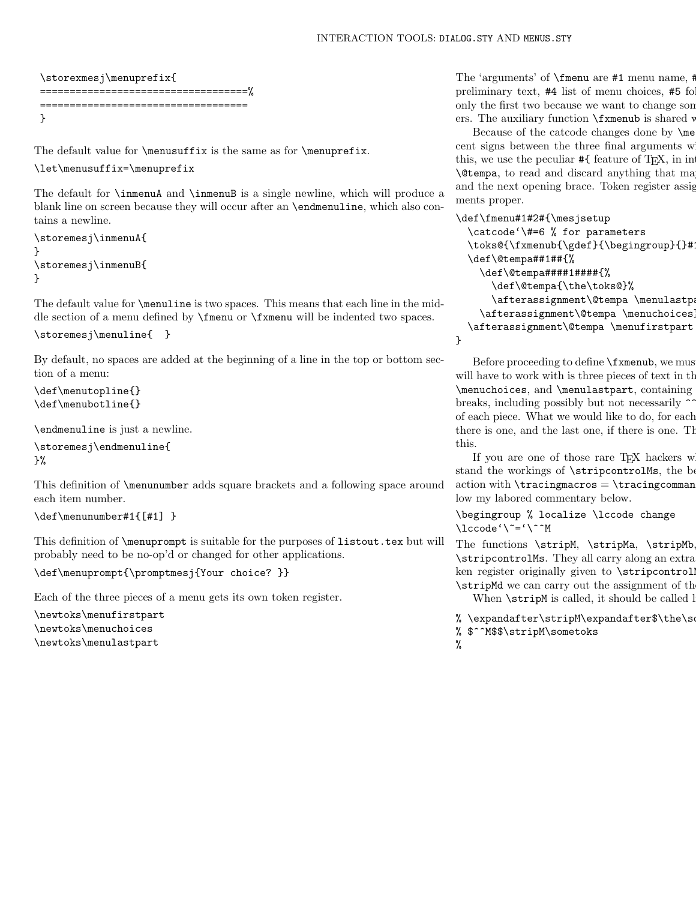```
\storexmesj\menuprefix{
===================================%
===================================
}
```

The default value for `\menusuffix` is the same as for `\menuprefix`.

```
\let\menusuffix=\menuprefix
```

The default for `\inmenuA` and `\inmenuB` is a single newline, which will produce a blank line on screen because they will occur after an `\endmenuline`, which also contains a newline.

```
\storemesj\inmenuA{
}
\storemesj\inmenuB{
}
```

The default value for `\menuline` is two spaces. This means that each line in the middle section of a menu defined by `\fmenu` or `\fxmenu` will be indented two spaces.

```
\storemesj\menuline{  }
```

By default, no spaces are added at the beginning of a line in the top or bottom section of a menu:

```
\def\menutopline{}
\def\menubotline{}
```

`\endmenuline` is just a newline.

```
\storemesj\endmenuline{
}%
```

This definition of `\menunumber` adds square brackets and a following space around each item number.

```
\def\menunumber#1{[#1] }
```

This definition of `\menuprompt` is suitable for the purposes of `listout.tex` but will probably need to be no-op'd or changed for other applications.

```
\def\menuprompt{\promptmesj{Your choice? }}
```

Each of the three pieces of a menu gets its own token register.

```
\newtoks\menufirstpart
\newtoks\menuchoices
\newtoks\menulastpart
```

The 'arguments' of `\fmenu` are #1 menu name, #
preliminary text, #4 list of menu choices, #5 fol
only the first two because we want to change som
ers. The auxiliary function `\fxmenub` is shared w

Because of the catcode changes done by `\me`
cent signs between the three final arguments wi
this, we use the peculiar #{ feature of TEX, in int
`\@tempa`, to read and discard anything that ma
and the next opening brace. Token register assig
ments proper.

```
\def\fmenu#1#2#{\mesjsetup
  \catcode`\#=6 % for parameters
  \toks@{\fxmenub{\gdef}{\begingroup}{}#1
  \def\@tempa##1##{%
    \def\@tempa####1####{%
      \def\@tempa{\the\toks@}%
      \afterassignment\@tempa \menulastpa
    \afterassignment\@tempa \menuchoices
  \afterassignment\@tempa \menufirstpart
}
```

Before proceeding to define `\fxmenub`, we mus
will have to work with is three pieces of text in th
`\menuchoices`, and `\menulastpart`, containing
breaks, including possibly but not necessarily ^^
of each piece. What we would like to do, for each
there is one, and the last one, if there is one. Th
this.

If you are one of those rare TEX hackers wh
stand the workings of `\stripcontrolMs`, the be
action with `\tracingmacros` = `\tracingcomman`
low my labored commentary below.

```
\begingroup % localize \lccode change
\lccode`\~=`\^^M
```

The functions `\stripM`, `\stripMa`, `\stripMb`,
`\stripcontrolMs`. They all carry along an extra
ken register originally given to `\stripcontrolM`
`\stripMd` we can carry out the assignment of th

When `\stripM` is called, it should be called l

```
% \expandafter\stripM\expandafter$\the\so
% $^^M$$\stripM\sometoks
%
```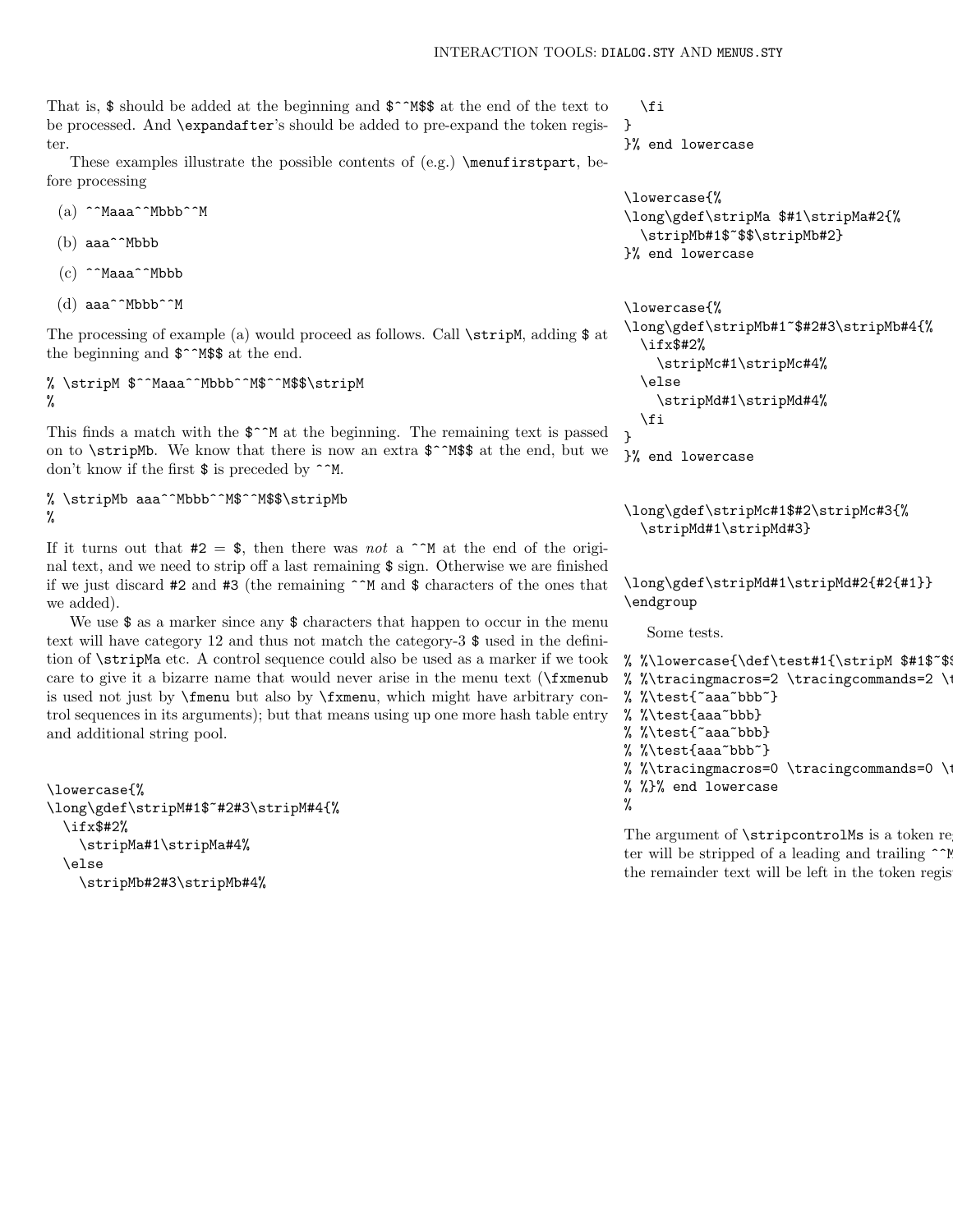That is, $ should be added at the beginning and $^^M$$ at the end of the text to be processed. And \expandafter's should be added to pre-expand the token register.

These examples illustrate the possible contents of (e.g.) \menufirstpart, before processing

(a) ^^Maaa^^Mbbb^^M

(b) aaa^^Mbbb

(c) ^^Maaa^^Mbbb

(d) aaa^^Mbbb^^M

The processing of example (a) would proceed as follows. Call \stripM, adding $ at the beginning and $^^M$$ at the end.

```
% \stripM $^^Maaa^^Mbbb^^M$^^M$$\stripM
%
```

This finds a match with the $^^M at the beginning. The remaining text is passed on to \stripMb. We know that there is now an extra $^^M$$ at the end, but we don't know if the first $ is preceded by ^^M.

```
% \stripMb aaa^^Mbbb^^M$^^M$$\stripMb
%
```

If it turns out that #2 = $, then there was *not* a ^^M at the end of the original text, and we need to strip off a last remaining $ sign. Otherwise we are finished if we just discard #2 and #3 (the remaining ^^M and $ characters of the ones that we added).

We use $ as a marker since any $ characters that happen to occur in the menu text will have category 12 and thus not match the category-3 $ used in the definition of \stripMa etc. A control sequence could also be used as a marker if we took care to give it a bizarre name that would never arise in the menu text (\fxmenub is used not just by \fmenu but also by \fxmenu, which might have arbitrary control sequences in its arguments); but that means using up one more hash table entry and additional string pool.

```
\lowercase{%
\long\gdef\stripM#1$~#2#3\stripM#4{%
  \ifx$#2%
    \stripMa#1\stripMa#4%
  \else
    \stripMb#2#3\stripMb#4%
  \fi
}
}% end lowercase


\lowercase{%
\long\gdef\stripMa $#1\stripMa#2{%
  \stripMb#1$~$$\stripMb#2}
}% end lowercase


\lowercase{%
\long\gdef\stripMb#1~$#2#3\stripMb#4{%
  \ifx$#2%
    \stripMc#1\stripMc#4%
  \else
    \stripMd#1\stripMd#4%
  \fi
}
}% end lowercase


\long\gdef\stripMc#1$#2\stripMc#3{%
  \stripMd#1\stripMd#3}


\long\gdef\stripMd#1\stripMd#2{#2{#1}}
\endgroup
```

Some tests.

```
% %\lowercase{\def\test#1{\stripM $#1$~$
% %\tracingmacros=2 \tracingcommands=2 \t
% %\test{~aaa~bbb~}
% %\test{aaa~bbb}
% %\test{~aaa~bbb}
% %\test{aaa~bbb~}
% %\tracingmacros=0 \tracingcommands=0 \t
% %}% end lowercase
%
```

The argument of \stripcontrolMs is a token re[gis]ter will be stripped of a leading and trailing ^^M [and] the remainder text will be left in the token regis[ter]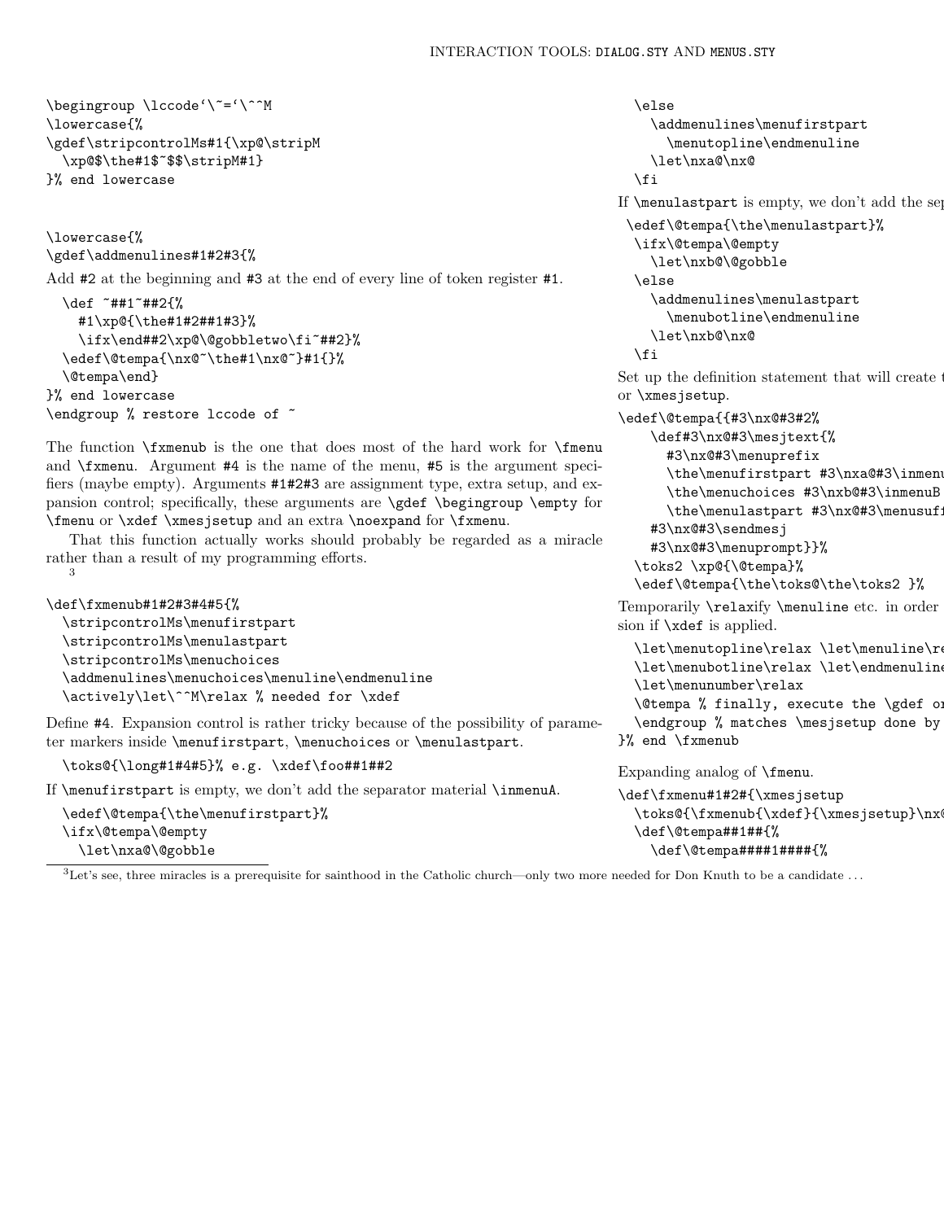```
\begingroup \lccode`\~=`\^^M
\lowercase{%
\gdef\stripcontrolMs#1{\xp@\stripM
  \xp@$\the#1$~$$\stripM#1}
}% end lowercase
```

```
\lowercase{%
\gdef\addmenulines#1#2#3{%
```

Add #2 at the beginning and #3 at the end of every line of token register #1.

```
  \def ~##1~##2{%
    #1\xp@{\the#1#2##1#3}%
    \ifx\end##2\xp@\@gobbletwo\fi~##2}%
  \edef\@tempa{\nx@~\the#1\nx@~}#1{}%
  \@tempa\end}
}% end lowercase
\endgroup % restore lccode of ~
```

The function \fxmenub is the one that does most of the hard work for \fmenu and \fxmenu. Argument #4 is the name of the menu, #5 is the argument specifiers (maybe empty). Arguments #1#2#3 are assignment type, extra setup, and expansion control; specifically, these arguments are \gdef \begingroup \empty for \fmenu or \xdef \xmesjsetup and an extra \noexpand for \fxmenu.

That this function actually works should probably be regarded as a miracle rather than a result of my programming efforts.[3]

```
\def\fxmenub#1#2#3#4#5{%
  \stripcontrolMs\menufirstpart
  \stripcontrolMs\menulastpart
  \stripcontrolMs\menuchoices
  \addmenulines\menuchoices\menuline\endmenuline
  \actively\let\^^M\relax % needed for \xdef
```

Define #4. Expansion control is rather tricky because of the possibility of parameter markers inside \menufirstpart, \menuchoices or \menulastpart.

```
  \toks@{\long#1#4#5}% e.g. \xdef\foo##1##2
```

If \menufirstpart is empty, we don't add the separator material \inmenuA.

```
  \edef\@tempa{\the\menufirstpart}%
  \ifx\@tempa\@empty
    \let\nxa@\@gobble
  \else
    \addmenulines\menufirstpart
      \menutopline\endmenuline
    \let\nxa@\nx@
  \fi
```

If \menulastpart is empty, we don't add the sep

```
 \edef\@tempa{\the\menulastpart}%
  \ifx\@tempa\@empty
    \let\nxb@\@gobble
  \else
    \addmenulines\menulastpart
      \menubotline\endmenuline
    \let\nxb@\nx@
  \fi
```

Set up the definition statement that will create t or \xmesjsetup.

```
\edef\@tempa{{#3\nx@#3#2%
    \def#3\nx@#3\mesjtext{%
      #3\nx@#3\menuprefix
      \the\menufirstpart #3\nxa@#3\inmenu
      \the\menuchoices #3\nxb@#3\inmenuB
      \the\menulastpart #3\nx@#3\menusuf
    #3\nx@#3\sendmesj
    #3\nx@#3\menuprompt}}%
  \toks2 \xp@{\@tempa}%
  \edef\@tempa{\the\toks@\the\toks2 }%
```

Temporarily \relaxify \menuline etc. in order sion if \xdef is applied.

```
  \let\menutopline\relax \let\menuline\re
  \let\menubotline\relax \let\endmenuline
  \let\menunumber\relax
  \@tempa % finally, execute the \gdef or
  \endgroup % matches \mesjsetup done by
}% end \fxmenub
```

Expanding analog of \fmenu.

```
\def\fxmenu#1#2#{\xmesjsetup
  \toks@{\fxmenub{\xdef}{\xmesjsetup}\nx@
  \def\@tempa##1##{%
    \def\@tempa####1####{%
```

[3] Let's see, three miracles is a prerequisite for sainthood in the Catholic church—only two more needed for Don Knuth to be a candidate . . .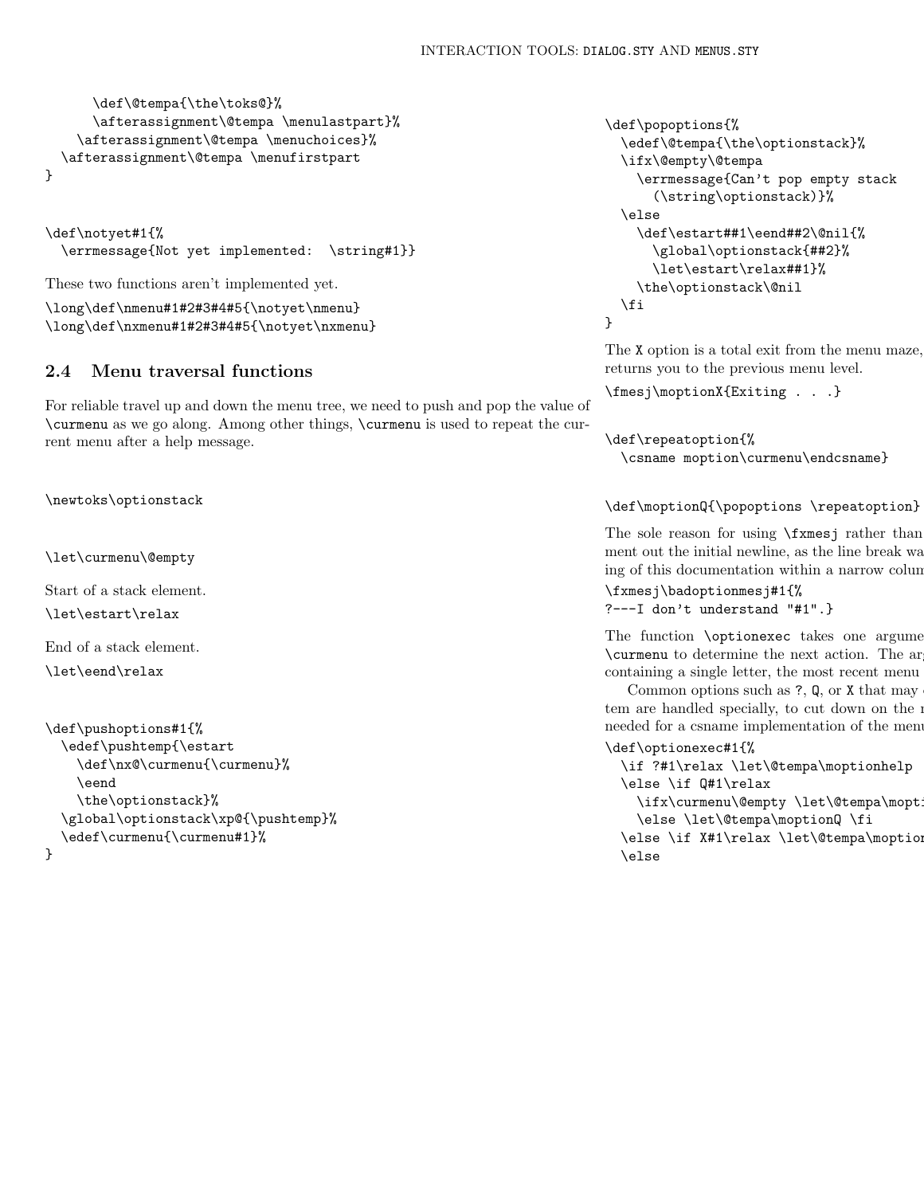```
      \def\@tempa{\the\toks@}%
      \afterassignment\@tempa \menulastpart}%
    \afterassignment\@tempa \menuchoices}%
  \afterassignment\@tempa \menufirstpart
}
```

```
\def\notyet#1{%
  \errmessage{Not yet implemented:  \string#1}}
```

These two functions aren't implemented yet.

```
\long\def\nmenu#1#2#3#4#5{\notyet\nmenu}
\long\def\nxmenu#1#2#3#4#5{\notyet\nxmenu}
```

## 2.4 Menu traversal functions

For reliable travel up and down the menu tree, we need to push and pop the value of `\curmenu` as we go along. Among other things, `\curmenu` is used to repeat the current menu after a help message.

```
\newtoks\optionstack
```

```
\let\curmenu\@empty
```

Start of a stack element.

```
\let\estart\relax
```

End of a stack element.

```
\let\eend\relax
```

```
\def\pushoptions#1{%
  \edef\pushtemp{\estart
    \def\nx@\curmenu{\curmenu}%
    \eend
    \the\optionstack}%
  \global\optionstack\xp@{\pushtemp}%
  \edef\curmenu{\curmenu#1}%
}
```

```
\def\popoptions{%
  \edef\@tempa{\the\optionstack}%
  \ifx\@empty\@tempa
    \errmessage{Can't pop empty stack
      (\string\optionstack)}%
  \else
    \def\estart##1\eend##2\@nil{%
      \global\optionstack{##2}%
      \let\estart\relax##1}%
    \the\optionstack\@nil
  \fi
}
```

The `X` option is a total exit from the menu maze, returns you to the previous menu level.

```
\fmesj\moptionX{Exiting . . .}
```

```
\def\repeatoption{%
  \csname moption\curmenu\endcsname}
```

```
\def\moptionQ{\popoptions \repeatoption}
```

The sole reason for using `\fxmesj` rather than ment out the initial newline, as the line break wa ing of this documentation within a narrow colum

```
\fxmesj\badoptionmesj#1{%
?---I don't understand "#1".}
```

The function `\optionexec` takes one argume `\curmenu` to determine the next action. The ar containing a single letter, the most recent menu

Common options such as `?`, `Q`, or `X` that may tem are handled specially, to cut down on the needed for a csname implementation of the menu

```
\def\optionexec#1{%
  \if ?#1\relax \let\@tempa\moptionhelp
  \else \if Q#1\relax
    \ifx\curmenu\@empty \let\@tempa\mopti
    \else \let\@tempa\moptionQ \fi
  \else \if X#1\relax \let\@tempa\moptio
  \else
```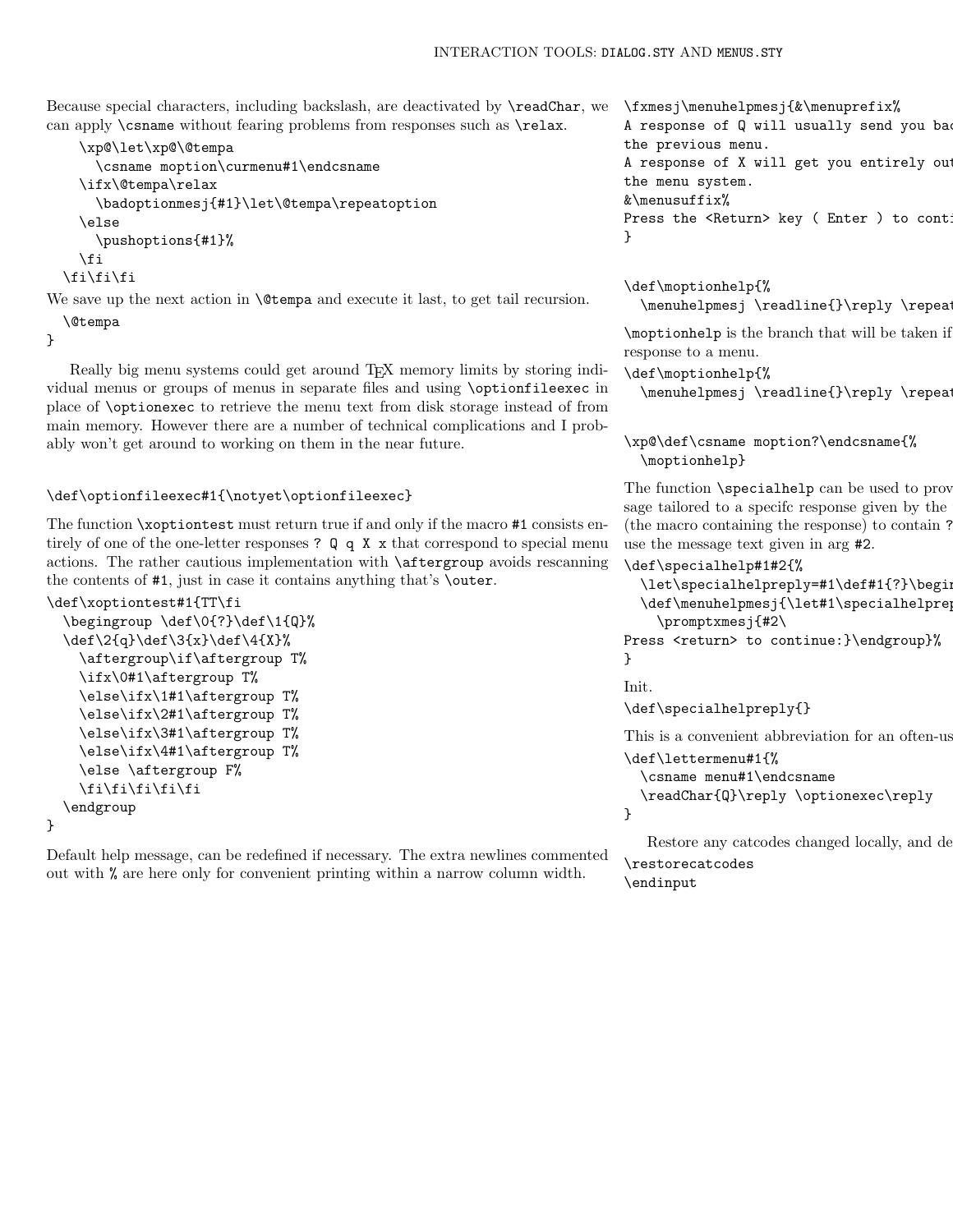Because special characters, including backslash, are deactivated by `\readChar`, we can apply `\csname` without fearing problems from responses such as `\relax`.

```
    \xp@\let\xp@\@tempa
      \csname moption\curmenu#1\endcsname
    \ifx\@tempa\relax
      \badoptionmesj{#1}\let\@tempa\repeatoption
    \else
      \pushoptions{#1}%
    \fi
  \fi\fi\fi
```

We save up the next action in `\@tempa` and execute it last, to get tail recursion.

```
  \@tempa
}
```

Really big menu systems could get around TEX memory limits by storing individual menus or groups of menus in separate files and using `\optionfileexec` in place of `\optionexec` to retrieve the menu text from disk storage instead of from main memory. However there are a number of technical complications and I probably won't get around to working on them in the near future.

```
\def\optionfileexec#1{\notyet\optionfileexec}
```

The function `\xoptiontest` must return true if and only if the macro `#1` consists entirely of one of the one-letter responses `? Q q X x` that correspond to special menu actions. The rather cautious implementation with `\aftergroup` avoids rescanning the contents of `#1`, just in case it contains anything that's `\outer`.

```
\def\xoptiontest#1{TT\fi
  \begingroup \def\0{?}\def\1{Q}%
  \def\2{q}\def\3{x}\def\4{X}%
    \aftergroup\if\aftergroup T%
    \ifx\0#1\aftergroup T%
    \else\ifx\1#1\aftergroup T%
    \else\ifx\2#1\aftergroup T%
    \else\ifx\3#1\aftergroup T%
    \else\ifx\4#1\aftergroup T%
    \else \aftergroup F%
    \fi\fi\fi\fi\fi
  \endgroup
}
```

Default help message, can be redefined if necessary. The extra newlines commented out with `%` are here only for convenient printing within a narrow column width.

```
\fxmesj\menuhelpmesj{&\menuprefix%
A response of Q will usually send you bac
the previous menu.
A response of X will get you entirely out
the menu system.
&\menusuffix%
Press the <Return> key ( Enter ) to conti
}
```

```
\def\moptionhelp{%
  \menuhelpmesj \readline{}\reply \repeat
```

`\moptionhelp` is the branch that will be taken if response to a menu.

```
\def\moptionhelp{%
  \menuhelpmesj \readline{}\reply \repeat
```

```
\xp@\def\csname moption?\endcsname{%
  \moptionhelp}
```

The function `\specialhelp` can be used to prov sage tailored to a specifc response given by the (the macro containing the response) to contain `?` use the message text given in arg `#2`.

```
\def\specialhelp#1#2{%
  \let\specialhelpreply=#1\def#1{?}\begir
  \def\menuhelpmesj{\let#1\specialhelprep
    \promptxmesj{#2\
Press <return> to continue:}\endgroup}%
}
```

Init.

```
\def\specialhelpreply{}
```

This is a convenient abbreviation for an often-us

```
\def\lettermenu#1{%
  \csname menu#1\endcsname
  \readChar{Q}\reply \optionexec\reply
}
```

Restore any catcodes changed locally, and de

```
\restorecatcodes
\endinput
```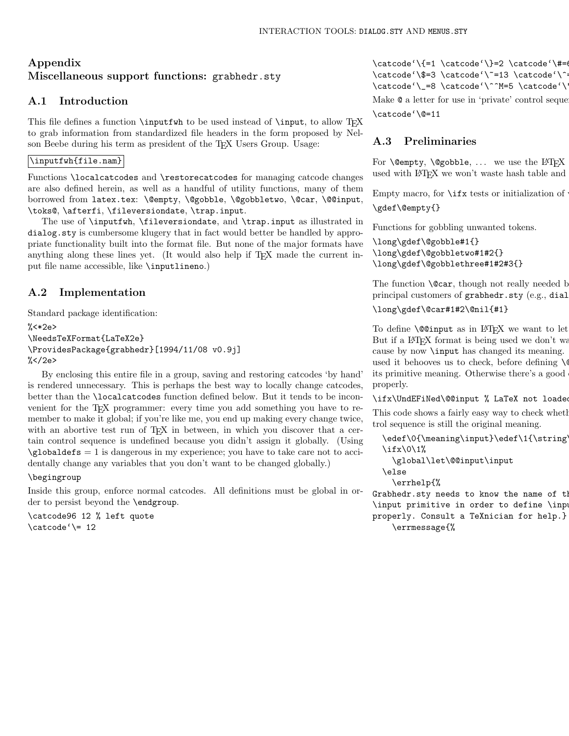# Appendix
# Miscellaneous support functions: grabhedr.sty

## A.1 Introduction

This file defines a function \inputfwh to be used instead of \input, to allow TEX to grab information from standardized file headers in the form proposed by Nelson Beebe during his term as president of the TEX Users Group. Usage:

```
\inputfwh{file.nam}
```

Functions \localcatcodes and \restorecatcodes for managing catcode changes are also defined herein, as well as a handful of utility functions, many of them borrowed from latex.tex: \@empty, \@gobble, \@gobbletwo, \@car, \@@input, \toks@, \afterfi, \fileversiondate, \trap.input.

The use of \inputfwh, \fileversiondate, and \trap.input as illustrated in dialog.sty is cumbersome klugery that in fact would better be handled by appropriate functionality built into the format file. But none of the major formats have anything along these lines yet. (It would also help if TEX made the current input file name accessible, like \inputlineno.)

## A.2 Implementation

Standard package identification:

```
%<*2e>
\NeedsTeXFormat{LaTeX2e}
\ProvidesPackage{grabhedr}[1994/11/08 v0.9j]
%</2e>
```

By enclosing this entire file in a group, saving and restoring catcodes 'by hand' is rendered unnecessary. This is perhaps the best way to locally change catcodes, better than the \localcatcodes function defined below. But it tends to be inconvenient for the TEX programmer: every time you add something you have to remember to make it global; if you're like me, you end up making every change twice, with an abortive test run of TEX in between, in which you discover that a certain control sequence is undefined because you didn't assign it globally. (Using \globaldefs = 1 is dangerous in my experience; you have to take care not to accidentally change any variables that you don't want to be changed globally.)

```
\begingroup
```

Inside this group, enforce normal catcodes. All definitions must be global in order to persist beyond the \endgroup.

```
\catcode96 12 % left quote
\catcode`\= 12
\catcode`\{=1 \catcode`\}=2 \catcode`\#=6
\catcode`\$=3 \catcode`\~=13 \catcode`\^=
\catcode`\_=8 \catcode`\^^M=5 \catcode`\
```

Make @ a letter for use in 'private' control seque

```
\catcode`\@=11
```

## A.3 Preliminaries

For \@empty, \@gobble, ... we use the LATEX used with LATEX we won't waste hash table and

Empty macro, for \ifx tests or initialization of

```
\gdef\@empty{}
```

Functions for gobbling unwanted tokens.

```
\long\gdef\@gobble#1{}
\long\gdef\@gobbletwo#1#2{}
\long\gdef\@gobblethree#1#2#3{}
```

The function \@car, though not really needed b principal customers of grabhedr.sty (e.g., dial

```
\long\gdef\@car#1#2\@nil{#1}
```

To define \@@input as in LATEX we want to let But if a LATEX format is being used we don't wa cause by now \input has changed its meaning. used it behooves us to check, before defining \@ its primitive meaning. Otherwise there's a good properly.

```
\ifx\UndEFiNed\@@input % LaTeX not loaded
```

This code shows a fairly easy way to check wheth trol sequence is still the original meaning.

```
  \edef\0{\meaning\input}\edef\1{\string
  \ifx\0\1%
    \global\let\@@input\input
  \else
    \errhelp{%
Grabhedr.sty needs to know the name of th
\input primitive in order to define \inpu
properly. Consult a TeXnician for help.}
    \errmessage{%
```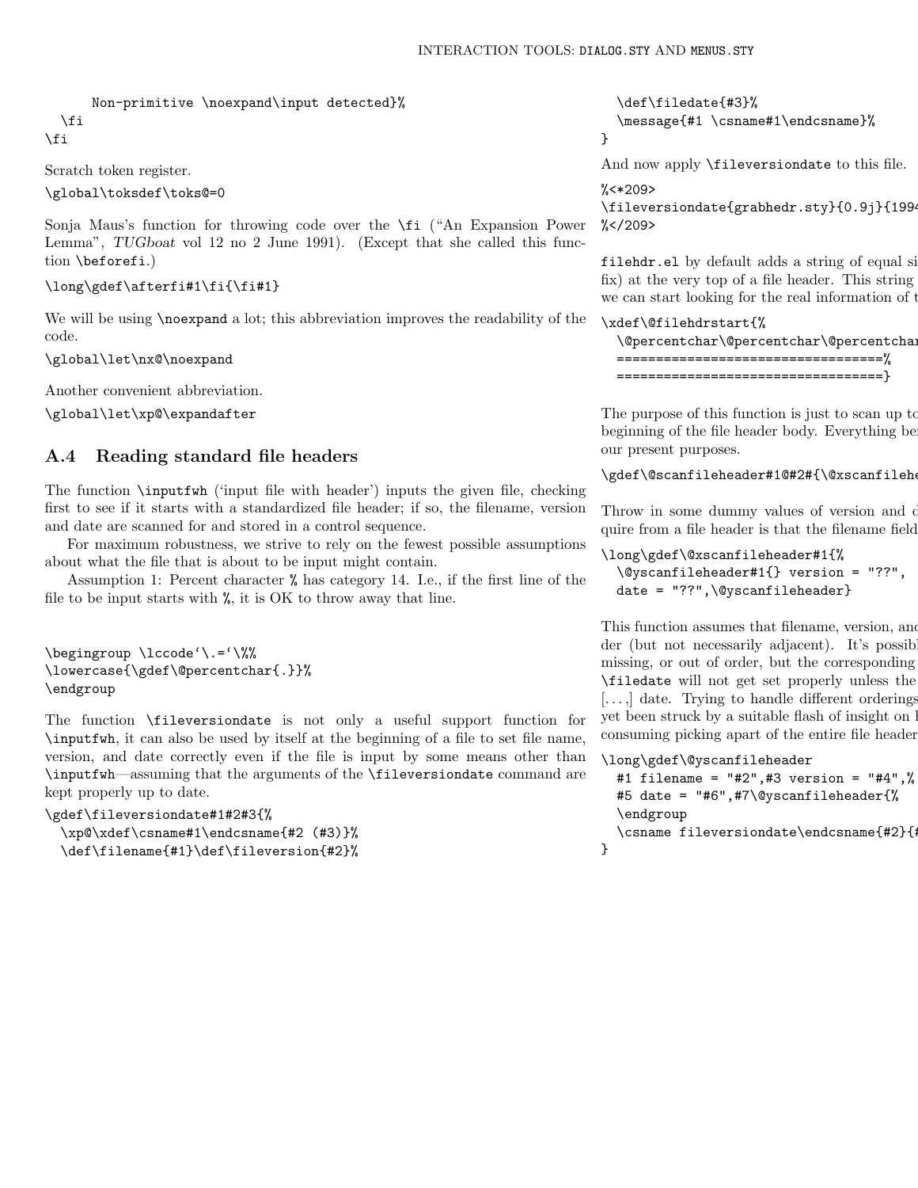```
      Non-primitive \noexpand\input detected}%
  \fi
\fi
```

Scratch token register.

```
\global\toksdef\toks@=0
```

Sonja Maus's function for throwing code over the `\fi` ("An Expansion Power Lemma", *TUGboat* vol 12 no 2 June 1991). (Except that she called this function `\beforefi`.)

```
\long\gdef\afterfi#1\fi{\fi#1}
```

We will be using `\noexpand` a lot; this abbreviation improves the readability of the code.

```
\global\let\nx@\noexpand
```

Another convenient abbreviation.

```
\global\let\xp@\expandafter
```

## A.4 Reading standard file headers

The function `\inputfwh` ('input file with header') inputs the given file, checking first to see if it starts with a standardized file header; if so, the filename, version and date are scanned for and stored in a control sequence.

For maximum robustness, we strive to rely on the fewest possible assumptions about what the file that is about to be input might contain.

Assumption 1: Percent character `%` has category 14. I.e., if the first line of the file to be input starts with `%`, it is OK to throw away that line.

```
\begingroup \lccode`\.=`\%%
\lowercase{\gdef\@percentchar{.}}%
\endgroup
```

The function `\fileversiondate` is not only a useful support function for `\inputfwh`, it can also be used by itself at the beginning of a file to set file name, version, and date correctly even if the file is input by some means other than `\inputfwh`—assuming that the arguments of the `\fileversiondate` command are kept properly up to date.

```
\gdef\fileversiondate#1#2#3{%
  \xp@\xdef\csname#1\endcsname{#2 (#3)}%
  \def\filename{#1}\def\fileversion{#2}%
  \def\filedate{#3}%
  \message{#1 \csname#1\endcsname}%
}
```

And now apply `\fileversiondate` to this file.

```
%<*209>
\fileversiondate{grabhedr.sty}{0.9j}{1994
%</209>
```

`filehdr.el` by default adds a string of equal si fix) at the very top of a file header. This string we can start looking for the real information of t

```
\xdef\@filehdrstart{%
  \@percentchar\@percentchar\@percentchar
  ==================================%
  ==================================}
```

The purpose of this function is just to scan up to beginning of the file header body. Everything be our present purposes.

```
\gdef\@scanfileheader#1@#2#{\@xscanfilehe
```

Throw in some dummy values of version and d quire from a file header is that the filename field

```
\long\gdef\@xscanfileheader#1{%
  \@yscanfileheader#1{} version = "??",
  date = "??",\@yscanfileheader}
```

This function assumes that filename, version, and der (but not necessarily adjacent). It's possib missing, or out of order, but the corresponding `\filedate` will not get set properly unless the [...,] date. Trying to handle different orderings yet been struck by a suitable flash of insight on h consuming picking apart of the entire file header

```
\long\gdef\@yscanfileheader
  #1 filename = "#2",#3 version = "#4",%
  #5 date = "#6",#7\@yscanfileheader{%
  \endgroup
  \csname fileversiondate\endcsname{#2}{#
}
```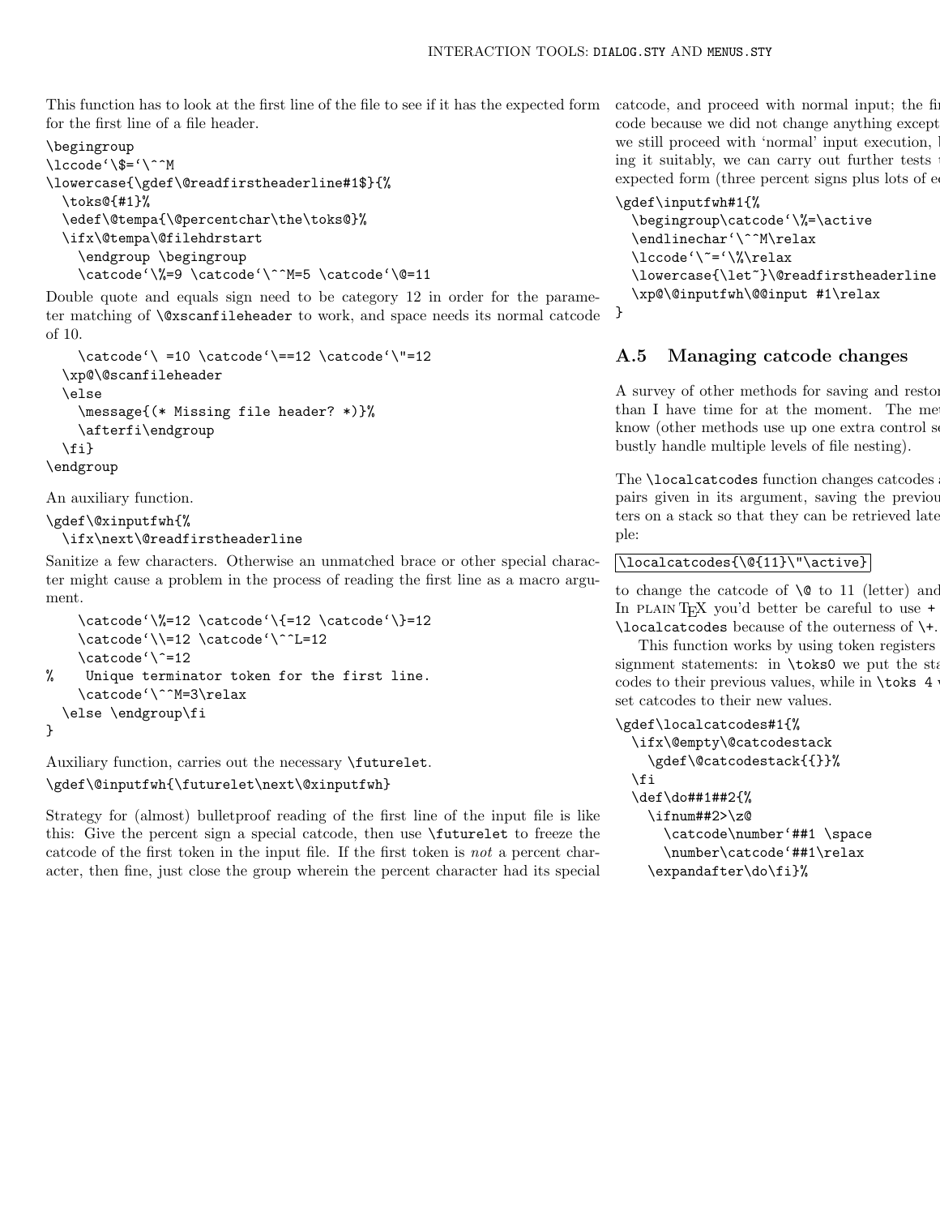This function has to look at the first line of the file to see if it has the expected form for the first line of a file header.

```
\begingroup
\lccode`\$=`\^^M
\lowercase{\gdef\@readfirstheaderline#1$}{%
  \toks@{#1}%
  \edef\@tempa{\@percentchar\the\toks@}%
  \ifx\@tempa\@filehdrstart
    \endgroup \begingroup
    \catcode`\%=9 \catcode`\^^M=5 \catcode`\@=11
```

Double quote and equals sign need to be category 12 in order for the parameter matching of `\@xscanfileheader` to work, and space needs its normal catcode of 10.

```
    \catcode`\ =10 \catcode`\==12 \catcode`\"=12
  \xp@\@scanfileheader
  \else
    \message{(* Missing file header? *)}%
    \afterfi\endgroup
  \fi}
\endgroup
```

An auxiliary function.

```
\gdef\@xinputfwh{%
  \ifx\next\@readfirstheaderline
```

Sanitize a few characters. Otherwise an unmatched brace or other special character might cause a problem in the process of reading the first line as a macro argument.

```
    \catcode`\%=12 \catcode`\{=12 \catcode`\}=12
    \catcode`\\=12 \catcode`\^^L=12
    \catcode`\^=12
%    Unique terminator token for the first line.
    \catcode`\^^M=3\relax
  \else \endgroup\fi
}
```

Auxiliary function, carries out the necessary `\futurelet`.

```
\gdef\@inputfwh{\futurelet\next\@xinputfwh}
```

Strategy for (almost) bulletproof reading of the first line of the input file is like this: Give the percent sign a special catcode, then use `\futurelet` to freeze the catcode of the first token in the input file. If the first token is *not* a percent character, then fine, just close the group wherein the percent character had its special catcode, and proceed with normal input; the fi code because we did not change anything except we still proceed with 'normal' input execution, ing it suitably, we can carry out further tests expected form (three percent signs plus lots of e

```
\gdef\inputfwh#1{%
  \begingroup\catcode`\%=\active
  \endlinechar`\^^M\relax
  \lccode`\~=`\%\relax
  \lowercase{\let~}\@readfirstheaderline
  \xp@\@inputfwh\@@input #1\relax
}
```

## A.5 Managing catcode changes

A survey of other methods for saving and restor than I have time for at the moment. The met know (other methods use up one extra control se bustly handle multiple levels of file nesting).

The `\localcatcodes` function changes catcodes pairs given in its argument, saving the previou ters on a stack so that they can be retrieved late ple:

```
\localcatcodes{\@{11}\"\active}
```

to change the catcode of `\@` to 11 (letter) and In PLAIN TEX you'd better be careful to use + `\localcatcodes` because of the outerness of `\+`.

This function works by using token registers signment statements: in `\toks0` we put the sta codes to their previous values, while in `\toks 4` set catcodes to their new values.

```
\gdef\localcatcodes#1{%
  \ifx\@empty\@catcodestack
    \gdef\@catcodestack{{}}%
  \fi
  \def\do##1##2{%
    \ifnum##2>\z@
      \catcode\number`##1 \space
      \number\catcode`##1\relax
    \expandafter\do\fi}%
```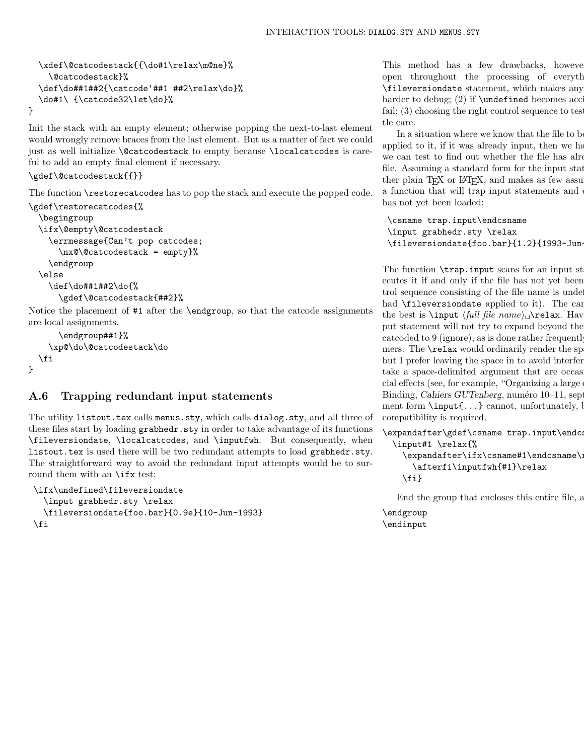```
  \xdef\@catcodestack{{\do#1\relax\m@ne}%
    \@catcodestack}%
  \def\do##1##2{\catcode`##1 ##2\relax\do}%
  \do#1\ {\catcode32\let\do}%
}
```

Init the stack with an empty element; otherwise popping the next-to-last element would wrongly remove braces from the last element. But as a matter of fact we could just as well initialize \@catcodestack to empty because \localcatcodes is careful to add an empty final element if necessary.

```
\gdef\@catcodestack{{}}
```

The function \restorecatcodes has to pop the stack and execute the popped code.

```
\gdef\restorecatcodes{%
  \begingroup
  \ifx\@empty\@catcodestack
    \errmessage{Can't pop catcodes;
      \nx@\@catcodestack = empty}%
    \endgroup
  \else
    \def\do##1##2\do{%
      \gdef\@catcodestack{##2}%
```

Notice the placement of #1 after the \endgroup, so that the catcode assignments are local assignments.

```
      \endgroup##1}%
    \xp@\do\@catcodestack\do
  \fi
}
```

## A.6 Trapping redundant input statements

The utility listout.tex calls menus.sty, which calls dialog.sty, and all three of these files start by loading grabhedr.sty in order to take advantage of its functions \fileversiondate, \localcatcodes, and \inputfwh. But consequently, when listout.tex is used there will be two redundant attempts to load grabhedr.sty. The straightforward way to avoid the redundant input attempts would be to surround them with an \ifx test:

```
\ifx\undefined\fileversiondate
  \input grabhedr.sty \relax
  \fileversiondate{foo.bar}{0.9e}{10-Jun-1993}
\fi
```

This method has a few drawbacks, howeve open throughout the processing of everyth \fileversiondate statement, which makes any harder to debug; (2) if \undefined becomes acci fail; (3) choosing the right control sequence to test tle care.

In a situation where we know that the file to be applied to it, if it was already input, then we ha we can test to find out whether the file has alre file. Assuming a standard form for the input stat ther plain TeX or LaTeX, and makes as few assu a function that will trap input statements and e has not yet been loaded:

```
\csname trap.input\endcsname
\input grabhedr.sty \relax
\fileversiondate{foo.bar}{1.2}{1993-Jun-
```

The function \trap.input scans for an input st ecutes it if and only if the file has not yet been trol sequence consisting of the file name is undef had \fileversiondate applied to it). The can the best is \input ⟨*full file name*⟩␣\relax. Hav put statement will not try to expand beyond the catcoded to 9 (ignore), as is done rather frequently mers. The \relax would ordinarily render the spa but I prefer leaving the space in to avoid interfer take a space-delimited argument that are occasi cial effects (see, for example, "Organizing a large c Binding, *Cahiers GUTenberg*, numéro 10–11, sept ment form \input{...} cannot, unfortunately, b compatibility is required.

```
\expandafter\gdef\csname trap.input\endcs
  \input#1 \relax{%
    \expandafter\ifx\csname#1\endcsname\r
      \afterfi\inputfwh{#1}\relax
    \fi}
```

End the group that encloses this entire file, a

```
\endgroup
\endinput
```